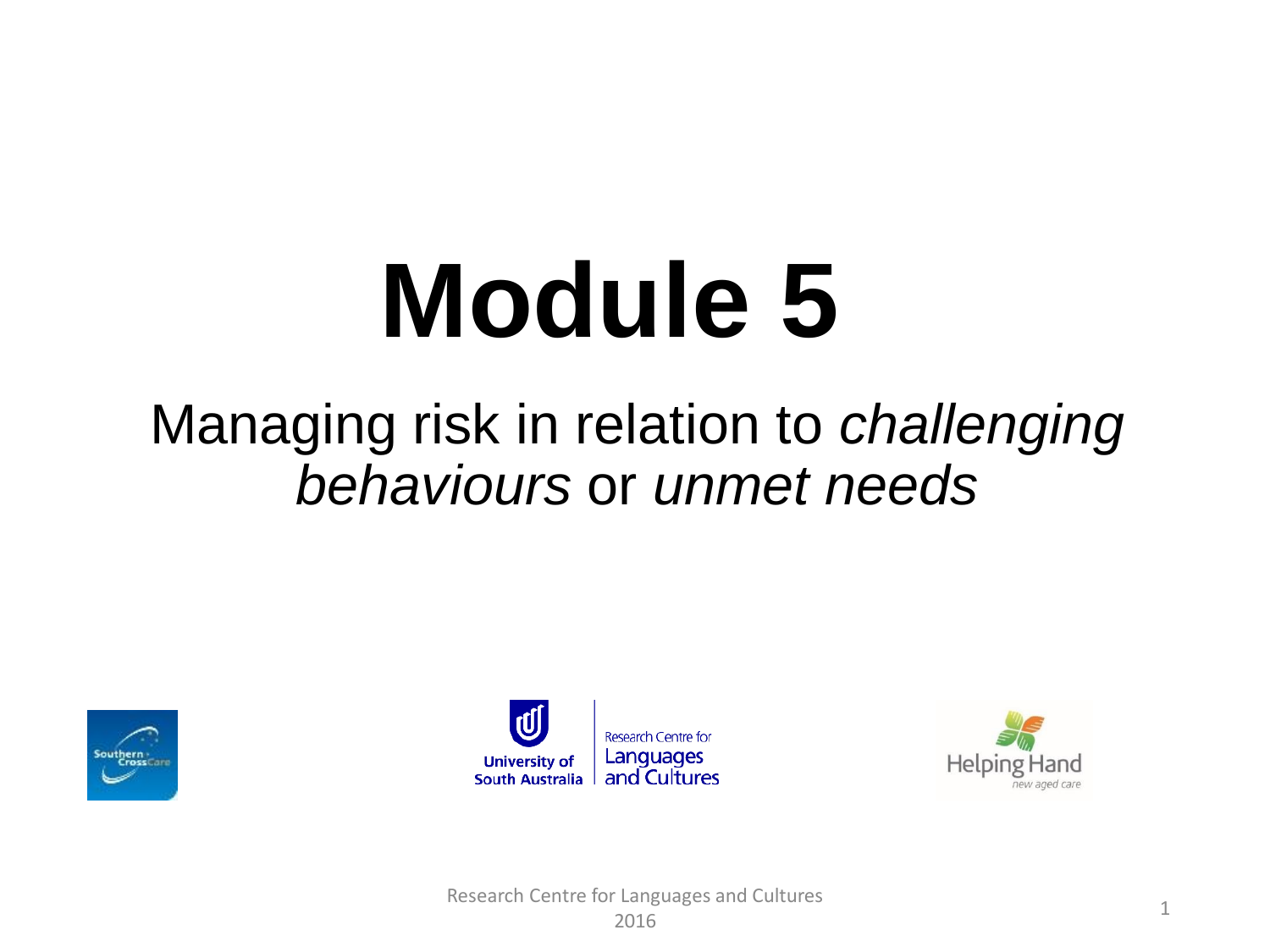# Module 5

## Managing risk in relation to *challenging behaviours* or *unmet needs*

Research Centre for Languages and Cultures
2016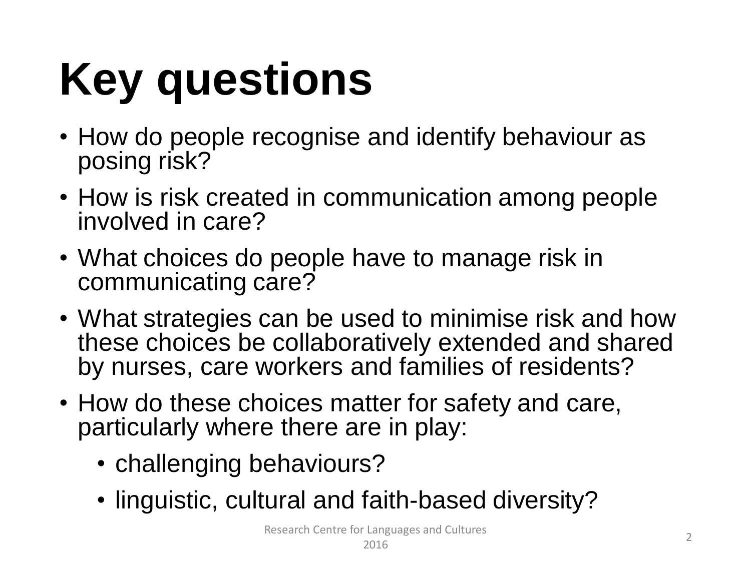# Key questions

- How do people recognise and identify behaviour as posing risk?
- How is risk created in communication among people involved in care?
- What choices do people have to manage risk in communicating care?
- What strategies can be used to minimise risk and how these choices be collaboratively extended and shared by nurses, care workers and families of residents?
- How do these choices matter for safety and care, particularly where there are in play:
  - challenging behaviours?
  - linguistic, cultural and faith-based diversity?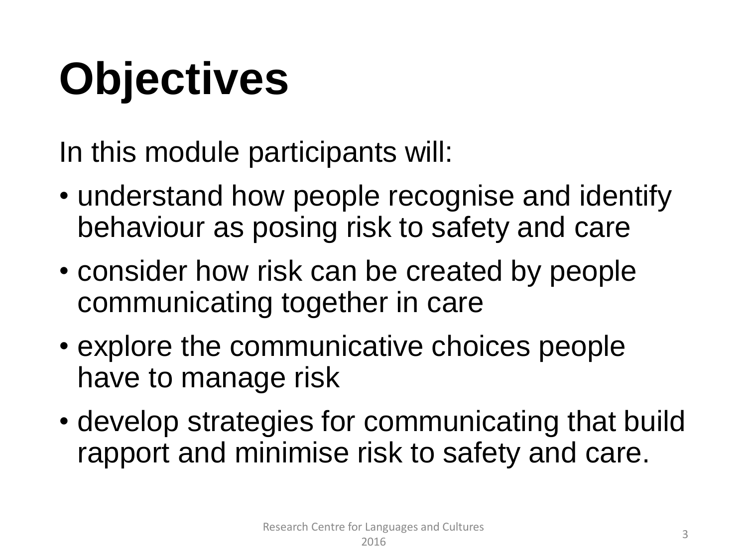# Objectives

In this module participants will:

- understand how people recognise and identify behaviour as posing risk to safety and care
- consider how risk can be created by people communicating together in care
- explore the communicative choices people have to manage risk
- develop strategies for communicating that build rapport and minimise risk to safety and care.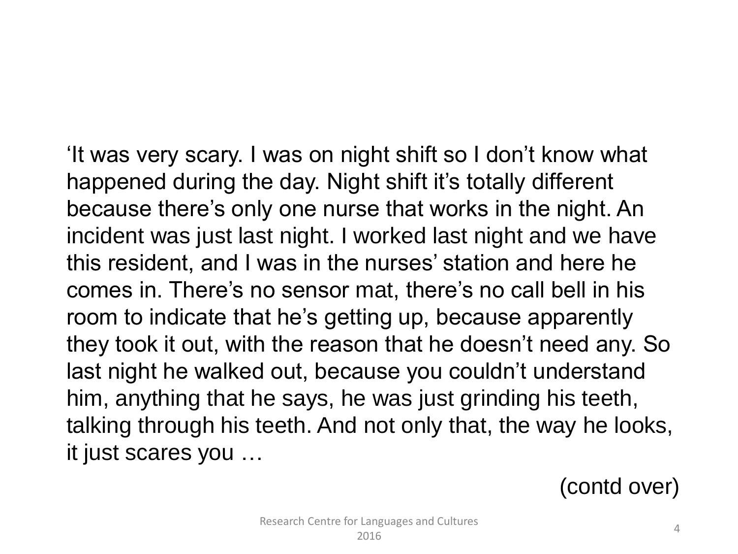'It was very scary. I was on night shift so I don't know what happened during the day. Night shift it's totally different because there's only one nurse that works in the night. An incident was just last night. I worked last night and we have this resident, and I was in the nurses' station and here he comes in. There's no sensor mat, there's no call bell in his room to indicate that he's getting up, because apparently they took it out, with the reason that he doesn't need any. So last night he walked out, because you couldn't understand him, anything that he says, he was just grinding his teeth, talking through his teeth. And not only that, the way he looks, it just scares you …

(contd over)

Research Centre for Languages and Cultures 2016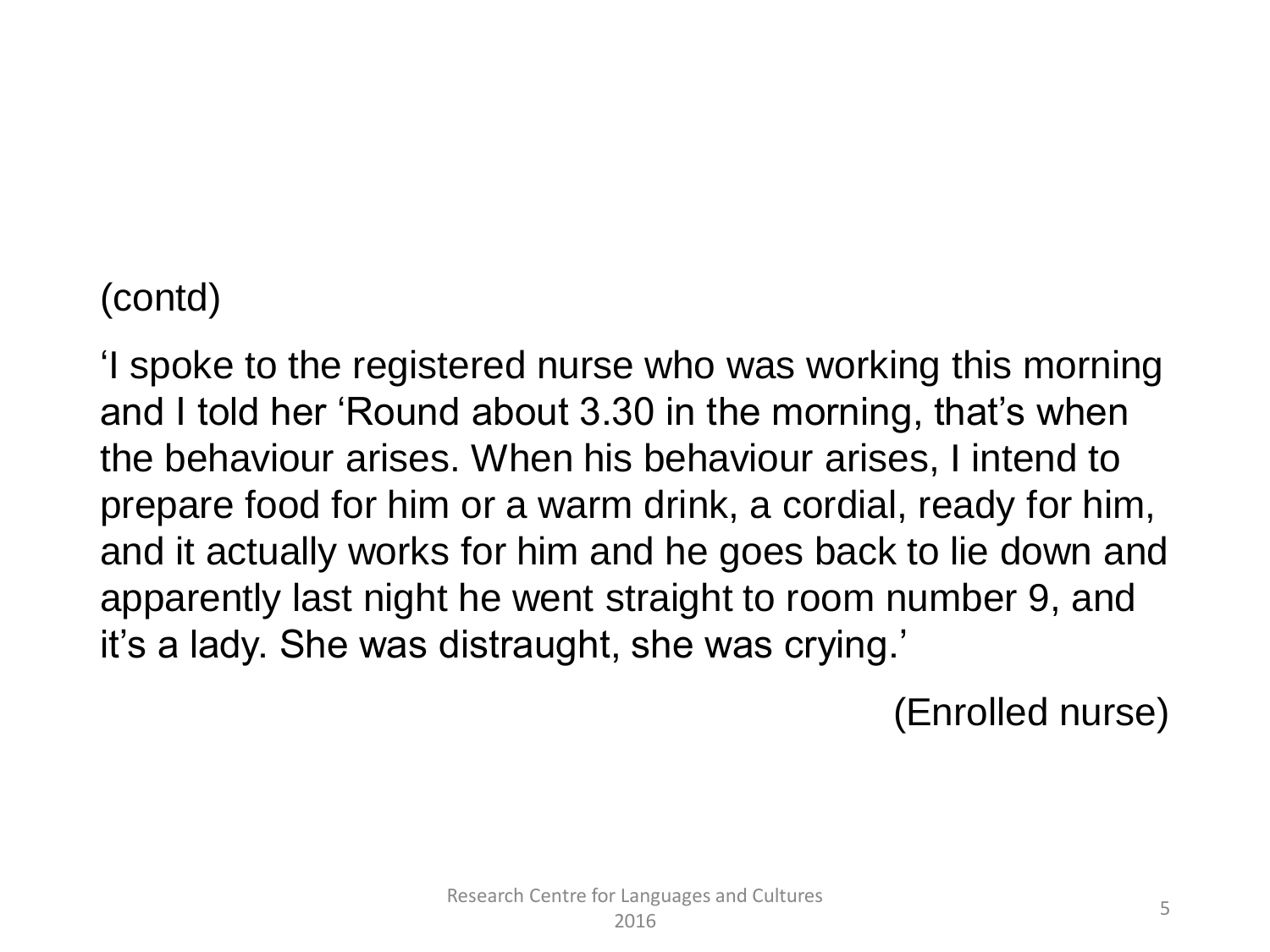(contd)

'I spoke to the registered nurse who was working this morning and I told her 'Round about 3.30 in the morning, that's when the behaviour arises. When his behaviour arises, I intend to prepare food for him or a warm drink, a cordial, ready for him, and it actually works for him and he goes back to lie down and apparently last night he went straight to room number 9, and it's a lady. She was distraught, she was crying.'

(Enrolled nurse)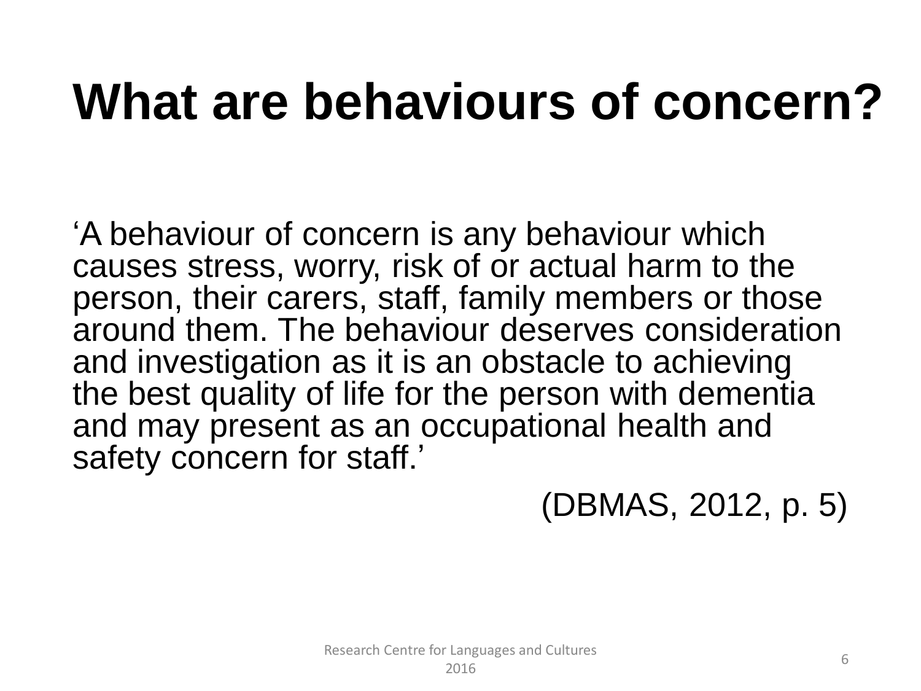# What are behaviours of concern?

'A behaviour of concern is any behaviour which causes stress, worry, risk of or actual harm to the person, their carers, staff, family members or those around them. The behaviour deserves consideration and investigation as it is an obstacle to achieving the best quality of life for the person with dementia and may present as an occupational health and safety concern for staff.'

(DBMAS, 2012, p. 5)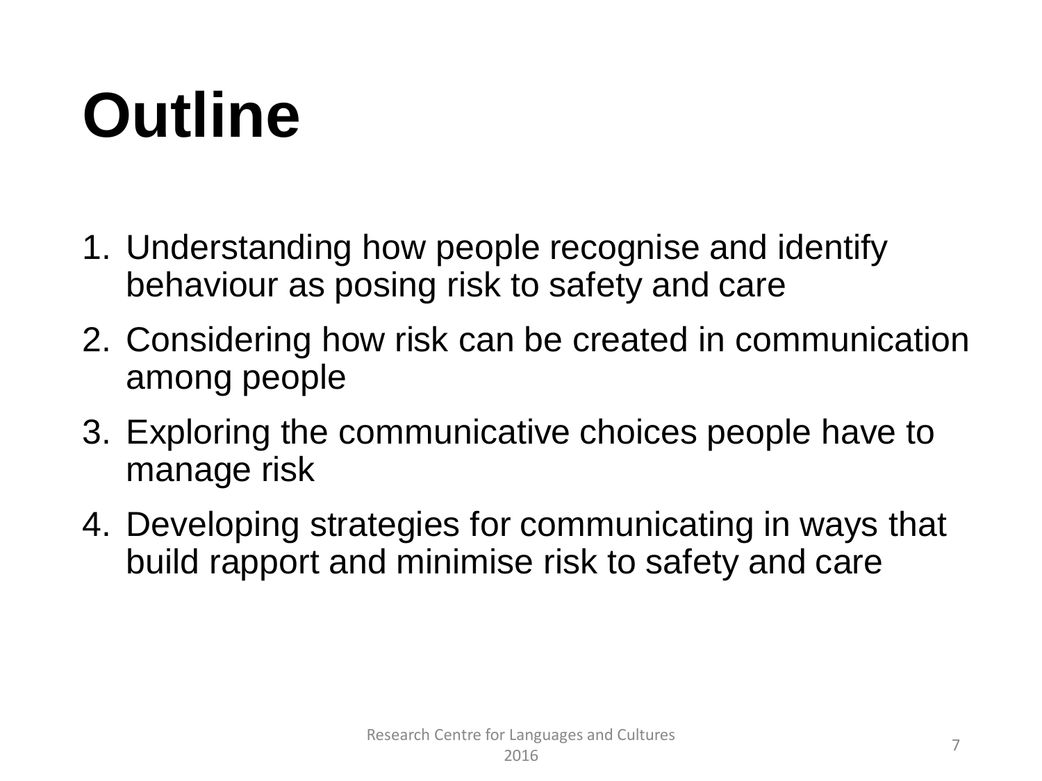# Outline

1. Understanding how people recognise and identify behaviour as posing risk to safety and care
2. Considering how risk can be created in communication among people
3. Exploring the communicative choices people have to manage risk
4. Developing strategies for communicating in ways that build rapport and minimise risk to safety and care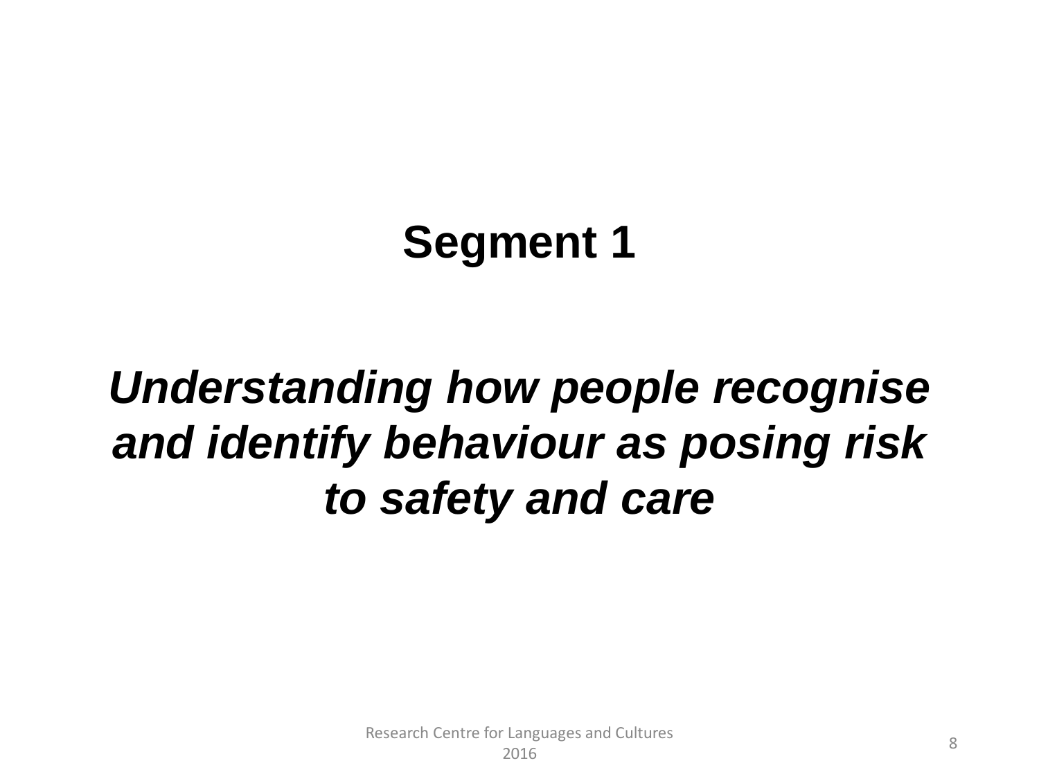# Segment 1

***Understanding how people recognise and identify behaviour as posing risk to safety and care***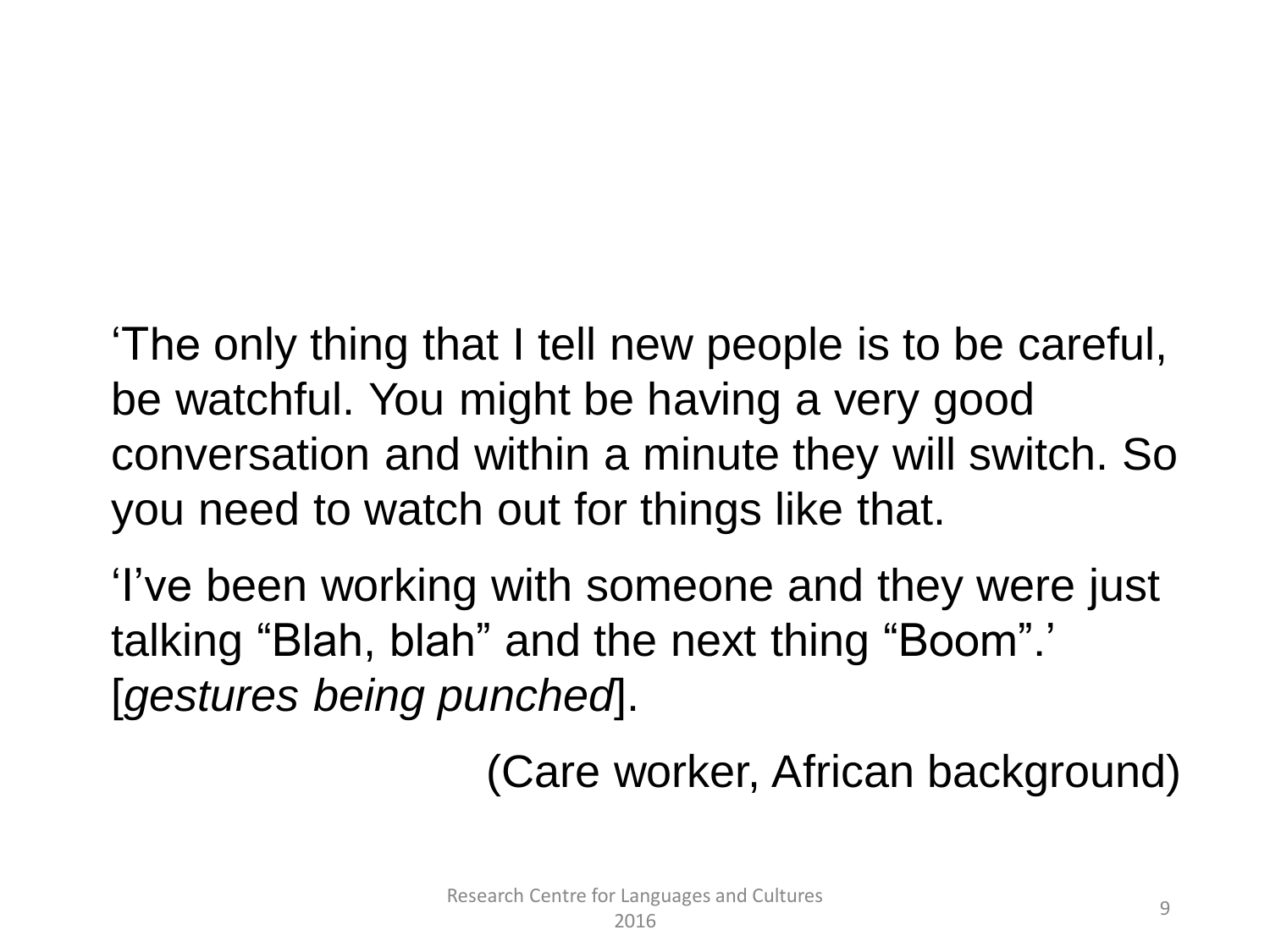‘The only thing that I tell new people is to be careful, be watchful. You might be having a very good conversation and within a minute they will switch. So you need to watch out for things like that.

‘I’ve been working with someone and they were just talking “Blah, blah” and the next thing “Boom”.’ [*gestures being punched*].

(Care worker, African background)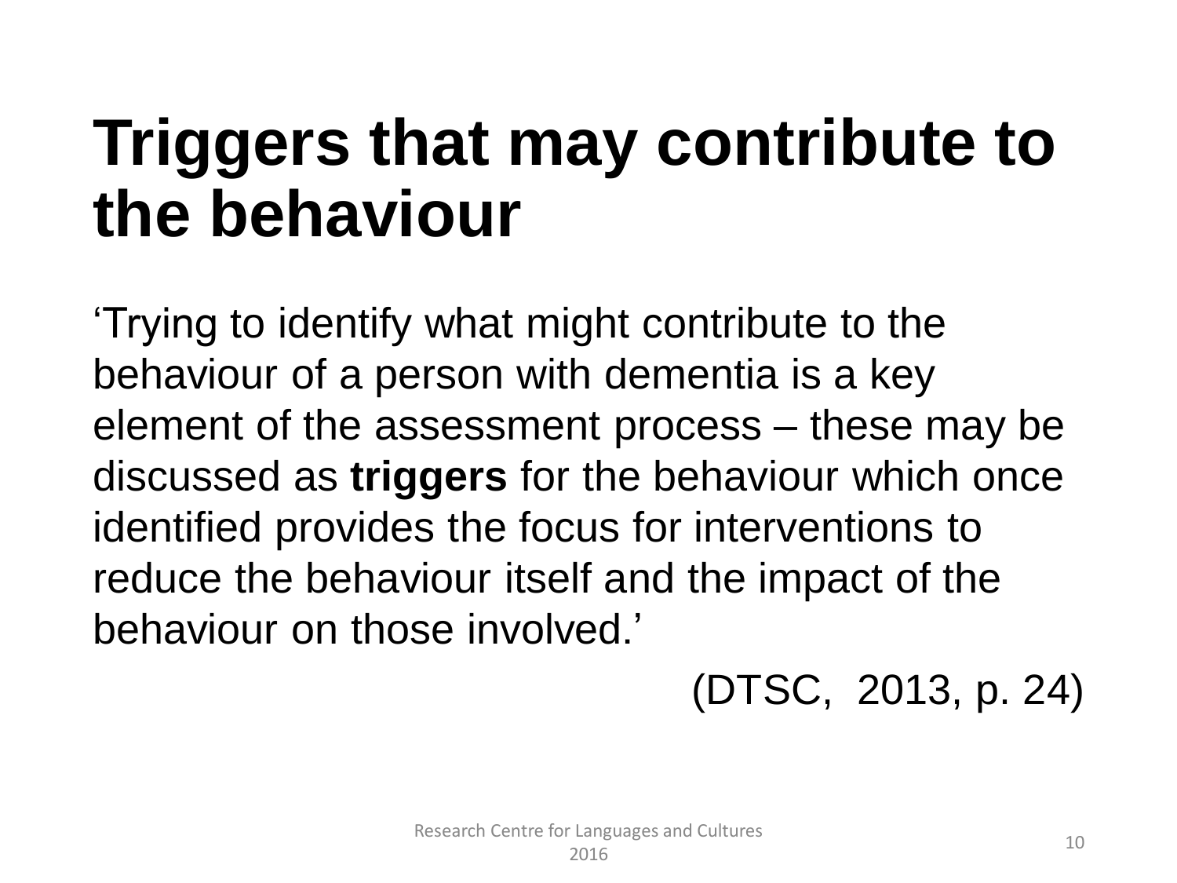# Triggers that may contribute to the behaviour

'Trying to identify what might contribute to the behaviour of a person with dementia is a key element of the assessment process – these may be discussed as **triggers** for the behaviour which once identified provides the focus for interventions to reduce the behaviour itself and the impact of the behaviour on those involved.'

(DTSC, 2013, p. 24)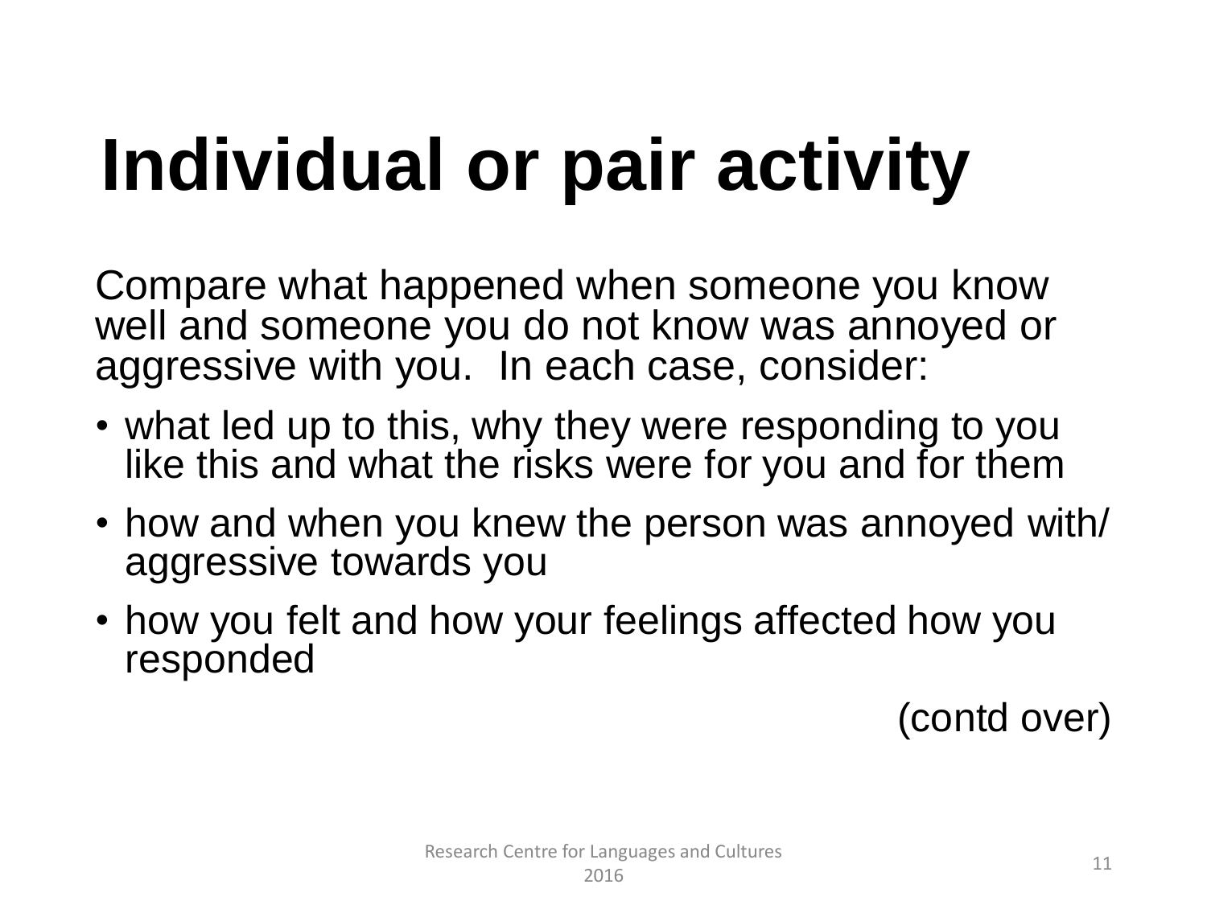# Individual or pair activity

Compare what happened when someone you know well and someone you do not know was annoyed or aggressive with you. In each case, consider:

- what led up to this, why they were responding to you like this and what the risks were for you and for them
- how and when you knew the person was annoyed with/ aggressive towards you
- how you felt and how your feelings affected how you responded

(contd over)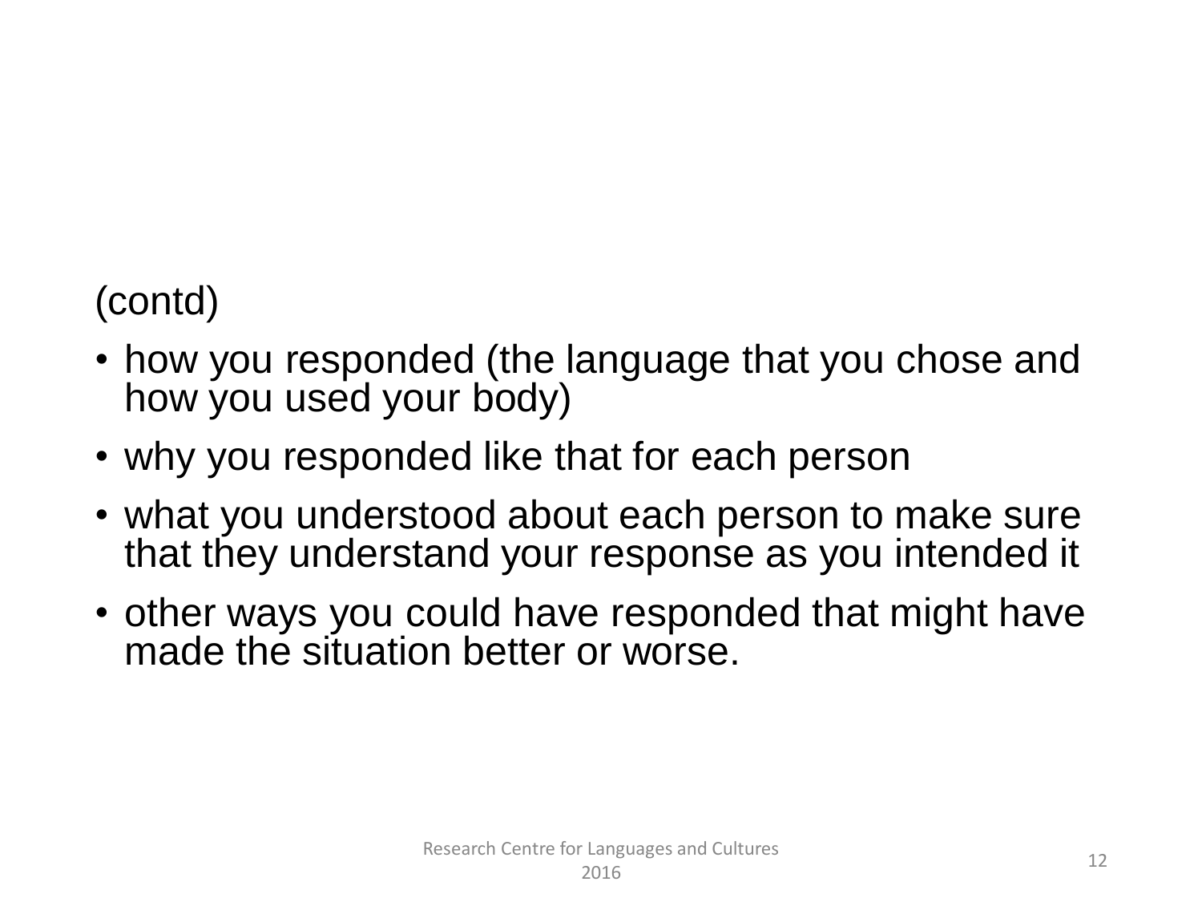(contd)

- how you responded (the language that you chose and how you used your body)
- why you responded like that for each person
- what you understood about each person to make sure that they understand your response as you intended it
- other ways you could have responded that might have made the situation better or worse.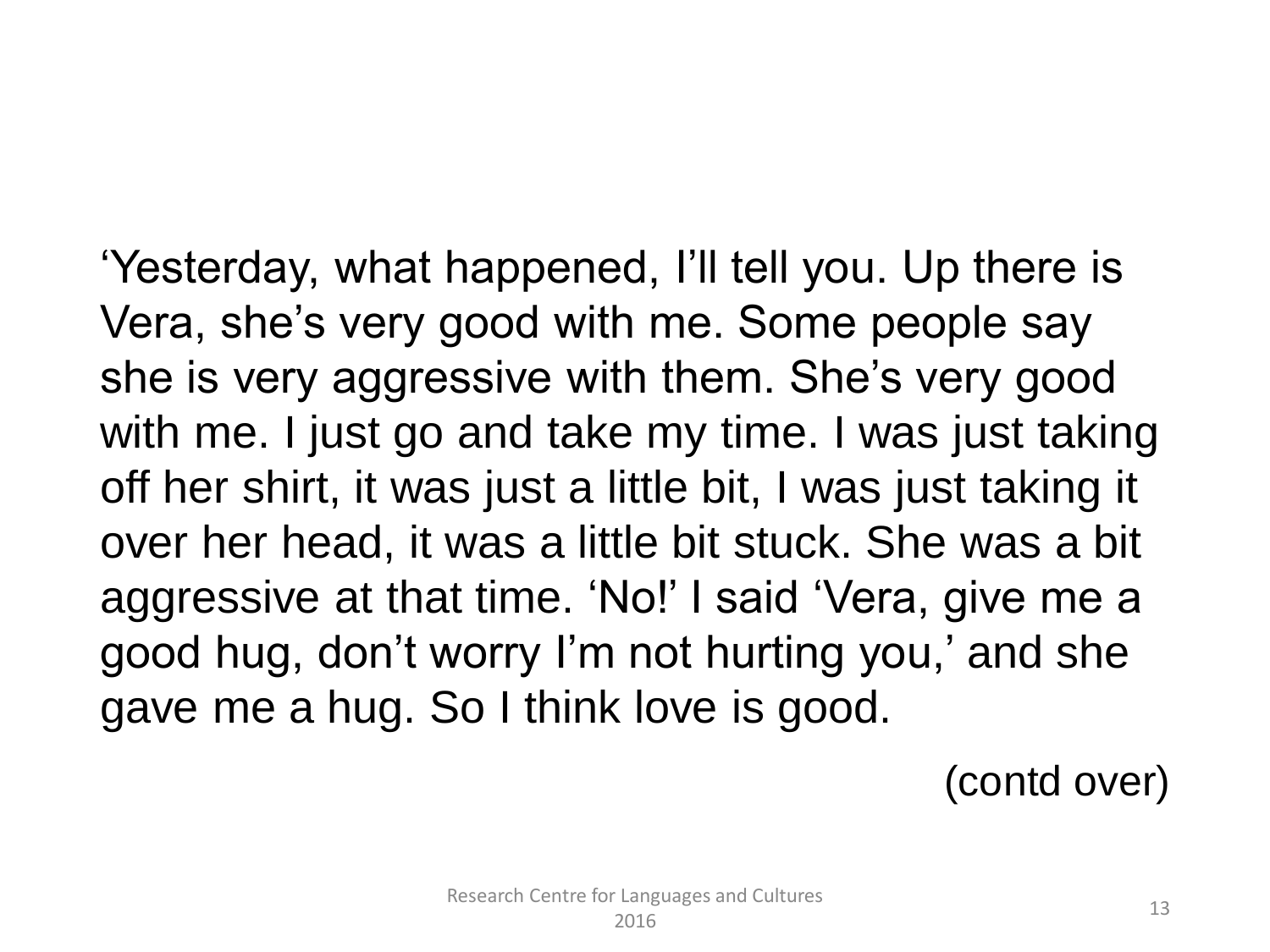'Yesterday, what happened, I'll tell you. Up there is Vera, she's very good with me. Some people say she is very aggressive with them. She's very good with me. I just go and take my time. I was just taking off her shirt, it was just a little bit, I was just taking it over her head, it was a little bit stuck. She was a bit aggressive at that time. 'No!' I said 'Vera, give me a good hug, don't worry I'm not hurting you,' and she gave me a hug. So I think love is good.

(contd over)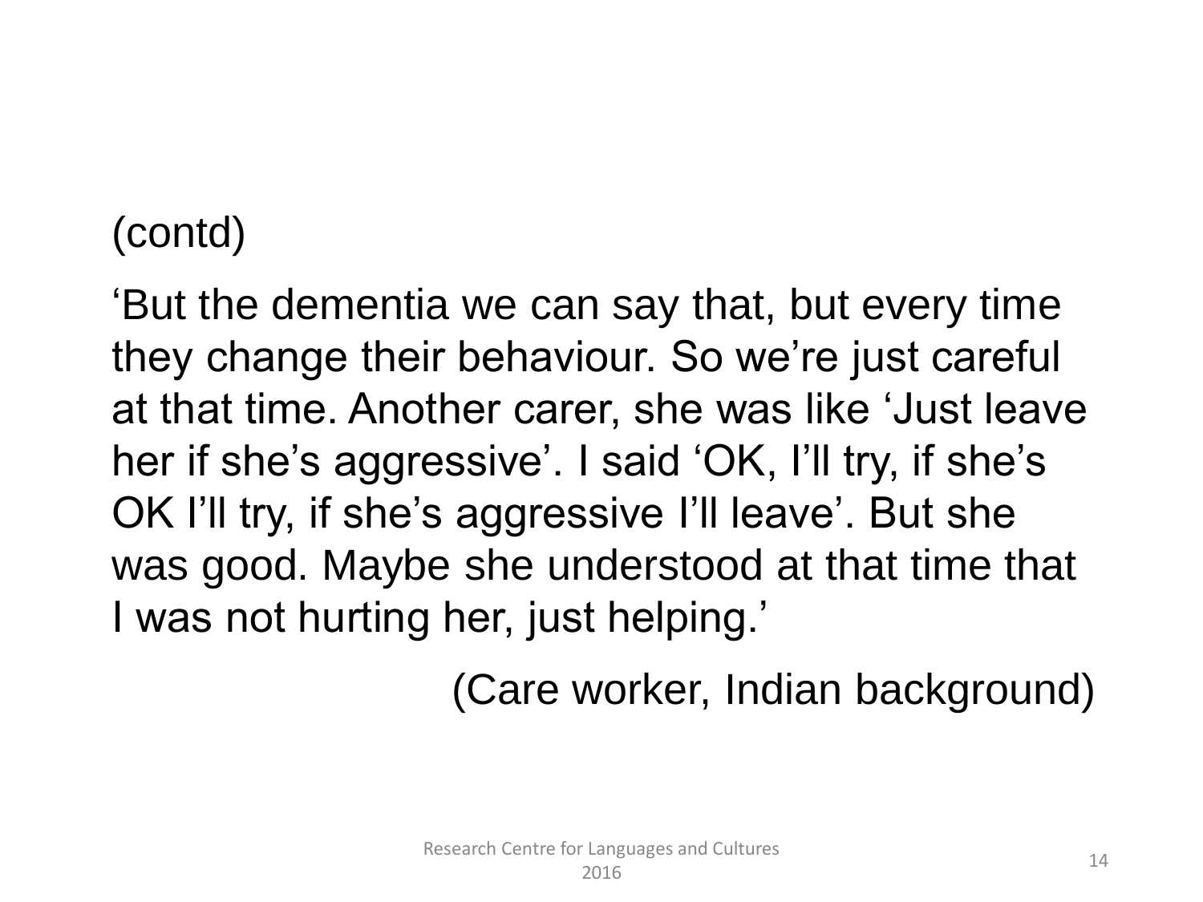(contd)

'But the dementia we can say that, but every time they change their behaviour. So we're just careful at that time. Another carer, she was like 'Just leave her if she's aggressive'. I said 'OK, I'll try, if she's OK I'll try, if she's aggressive I'll leave'. But she was good. Maybe she understood at that time that I was not hurting her, just helping.'

(Care worker, Indian background)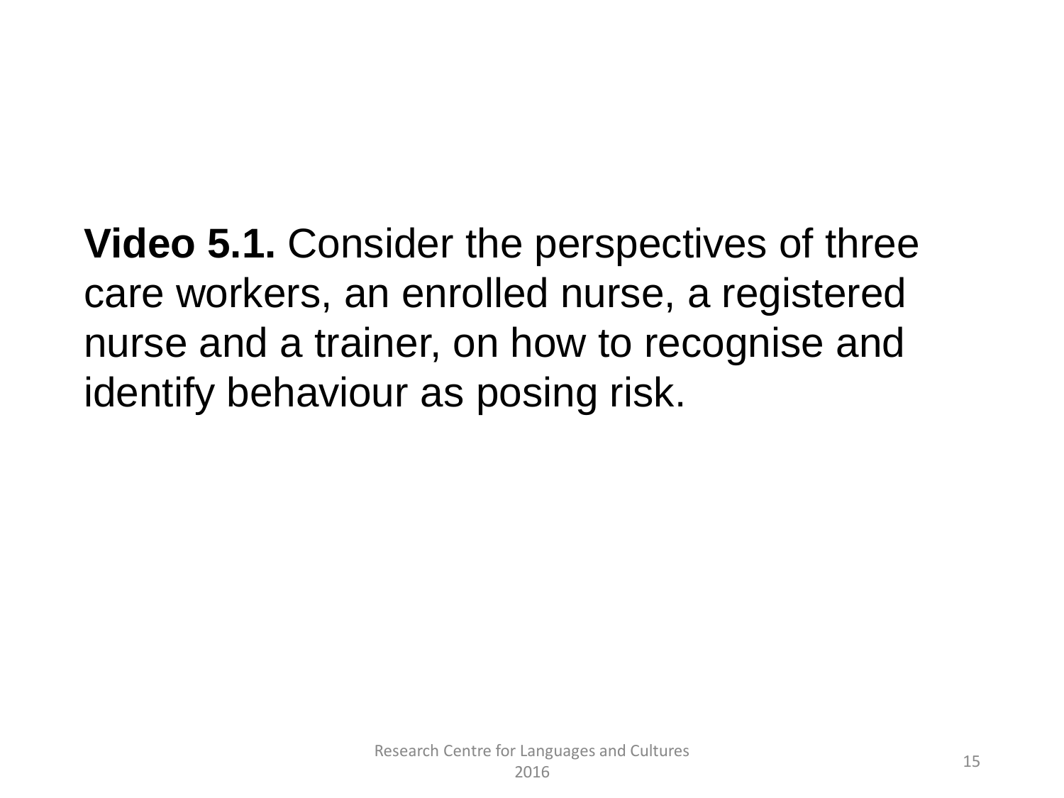**Video 5.1.** Consider the perspectives of three care workers, an enrolled nurse, a registered nurse and a trainer, on how to recognise and identify behaviour as posing risk.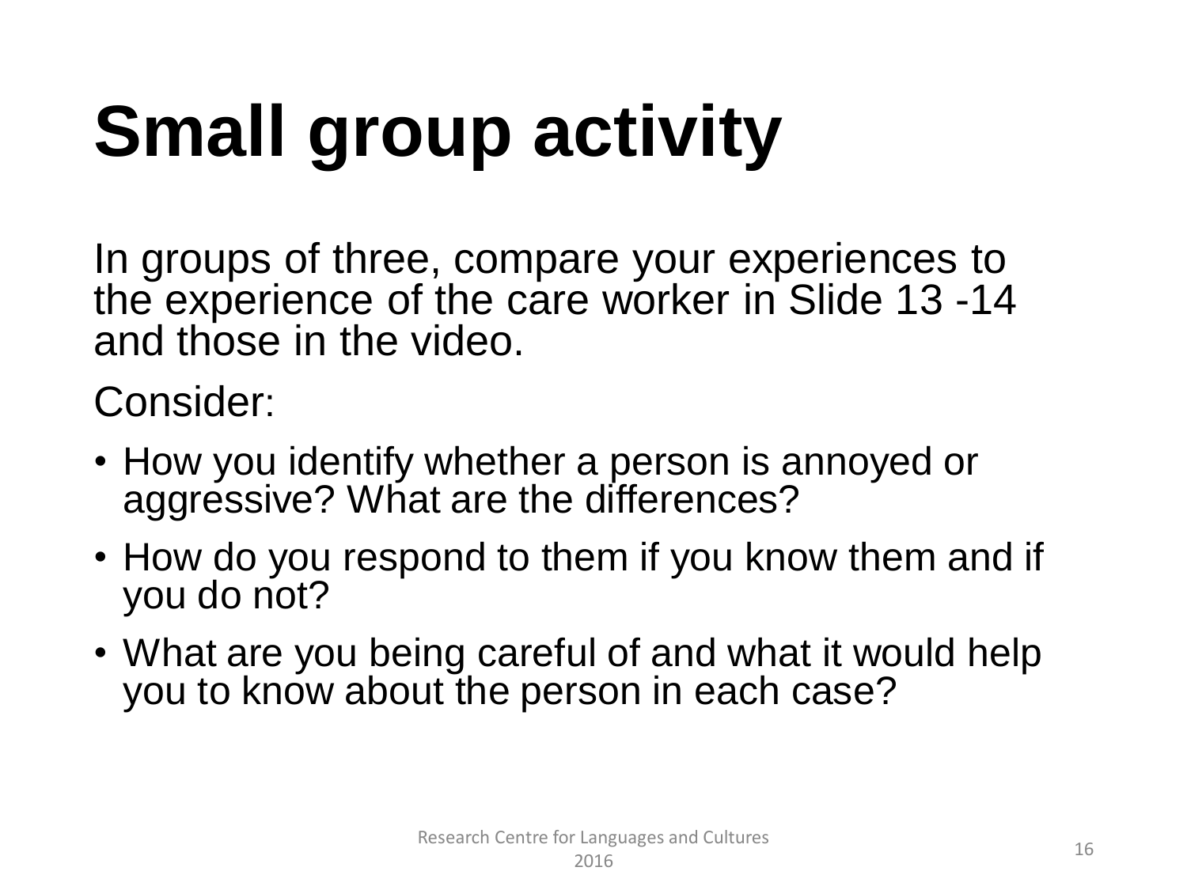# Small group activity

In groups of three, compare your experiences to the experience of the care worker in Slide 13 -14 and those in the video.

Consider:

- How you identify whether a person is annoyed or aggressive? What are the differences?
- How do you respond to them if you know them and if you do not?
- What are you being careful of and what it would help you to know about the person in each case?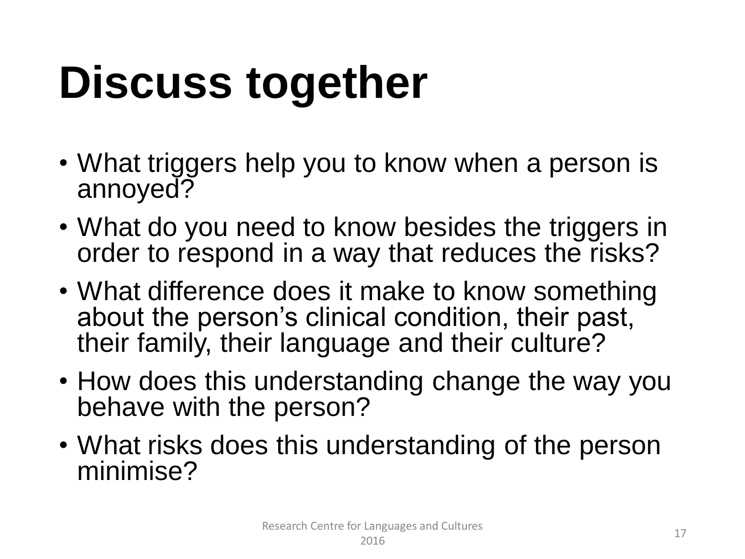# Discuss together

- What triggers help you to know when a person is annoyed?
- What do you need to know besides the triggers in order to respond in a way that reduces the risks?
- What difference does it make to know something about the person's clinical condition, their past, their family, their language and their culture?
- How does this understanding change the way you behave with the person?
- What risks does this understanding of the person minimise?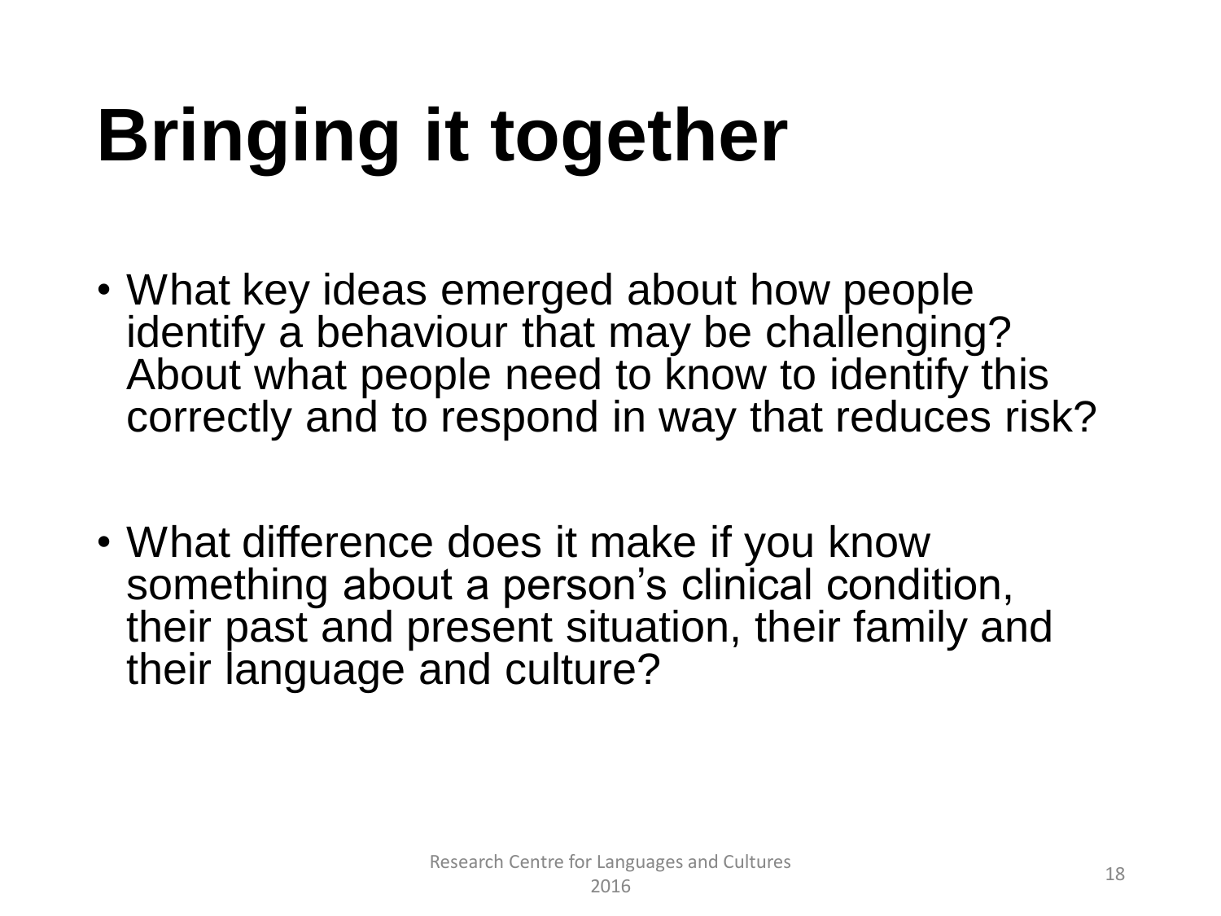# Bringing it together

- What key ideas emerged about how people identify a behaviour that may be challenging? About what people need to know to identify this correctly and to respond in way that reduces risk?

- What difference does it make if you know something about a person's clinical condition, their past and present situation, their family and their language and culture?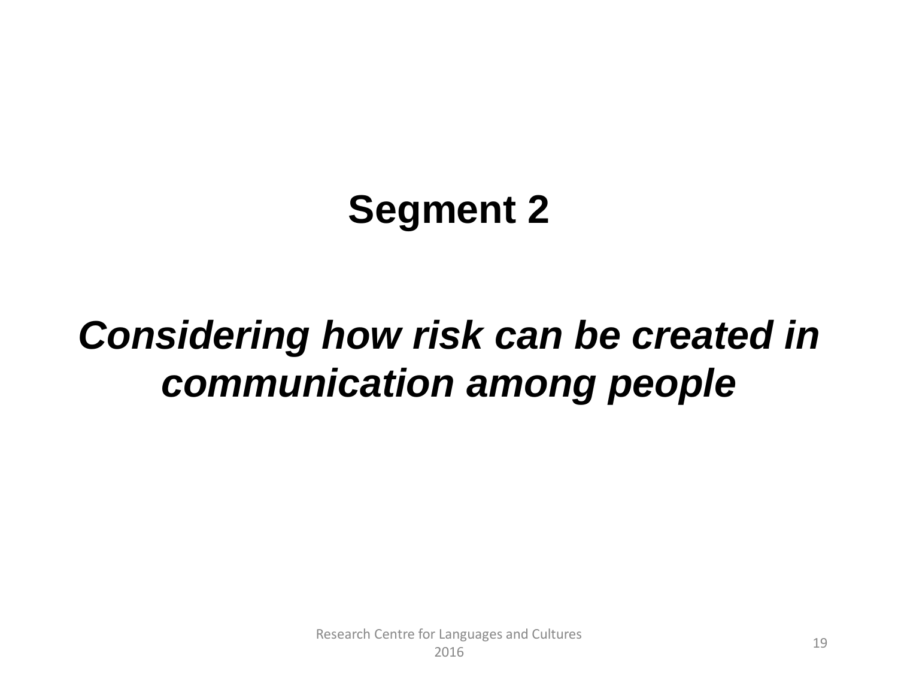## Segment 2

***Considering how risk can be created in communication among people***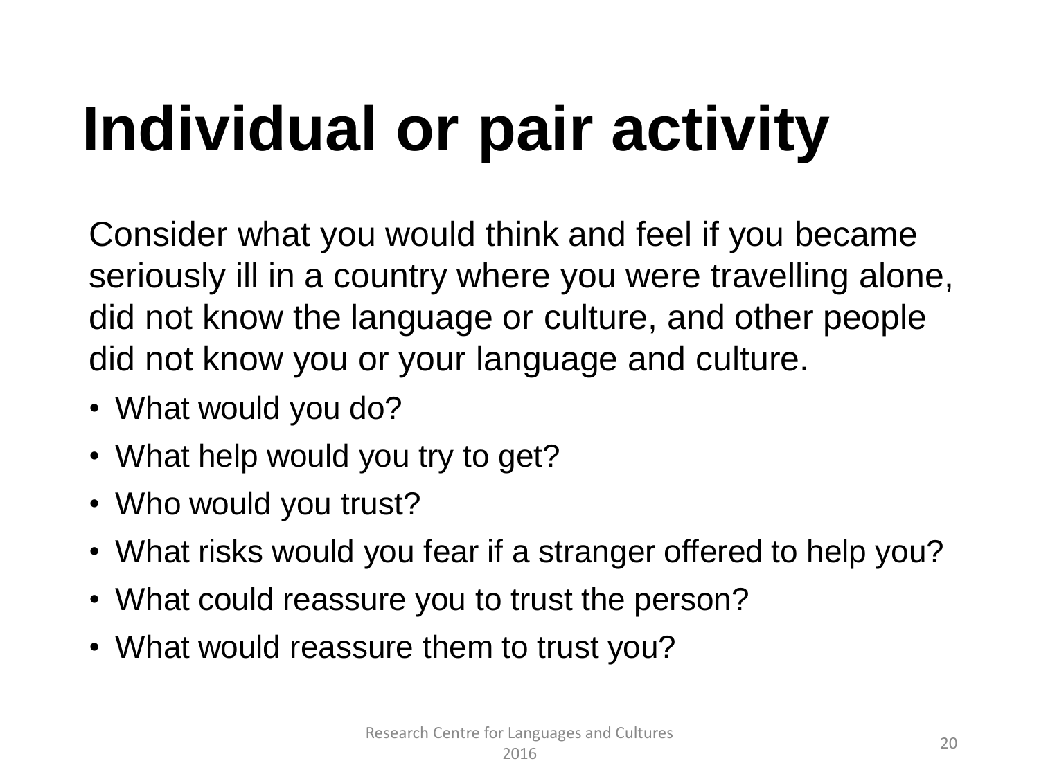# Individual or pair activity

Consider what you would think and feel if you became seriously ill in a country where you were travelling alone, did not know the language or culture, and other people did not know you or your language and culture.

- What would you do?
- What help would you try to get?
- Who would you trust?
- What risks would you fear if a stranger offered to help you?
- What could reassure you to trust the person?
- What would reassure them to trust you?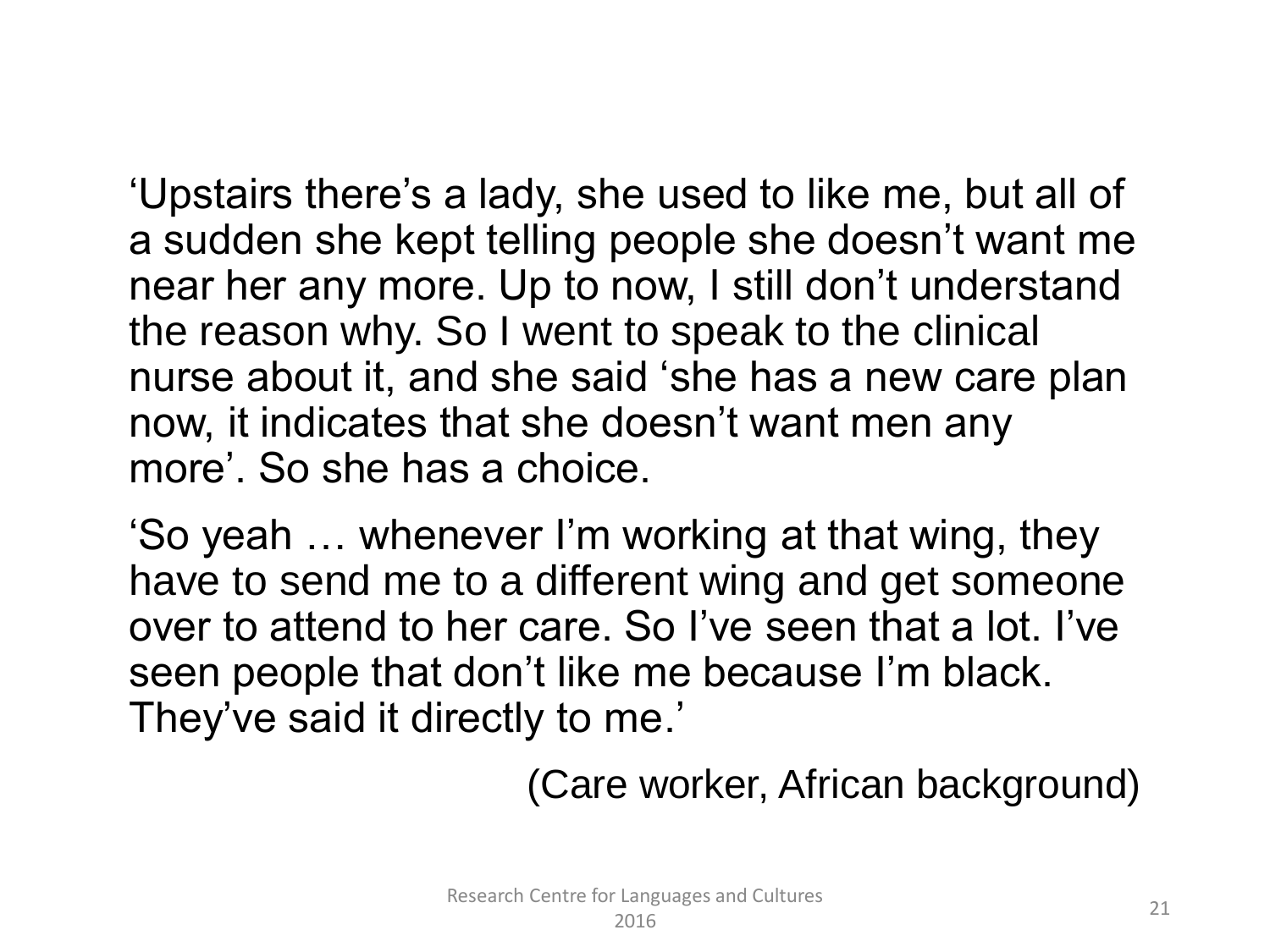'Upstairs there's a lady, she used to like me, but all of a sudden she kept telling people she doesn't want me near her any more. Up to now, I still don't understand the reason why. So I went to speak to the clinical nurse about it, and she said 'she has a new care plan now, it indicates that she doesn't want men any more'. So she has a choice.

'So yeah … whenever I'm working at that wing, they have to send me to a different wing and get someone over to attend to her care. So I've seen that a lot. I've seen people that don't like me because I'm black. They've said it directly to me.'

(Care worker, African background)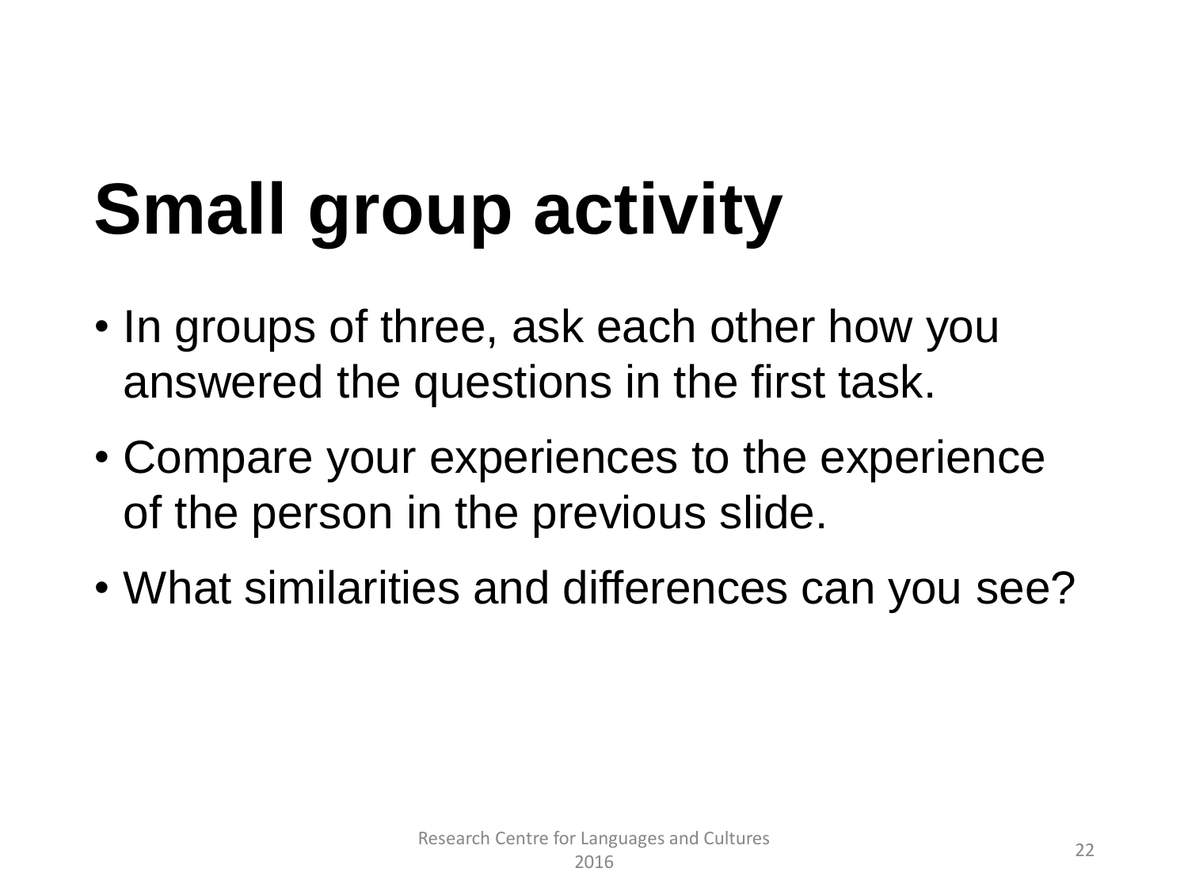# Small group activity

- In groups of three, ask each other how you answered the questions in the first task.
- Compare your experiences to the experience of the person in the previous slide.
- What similarities and differences can you see?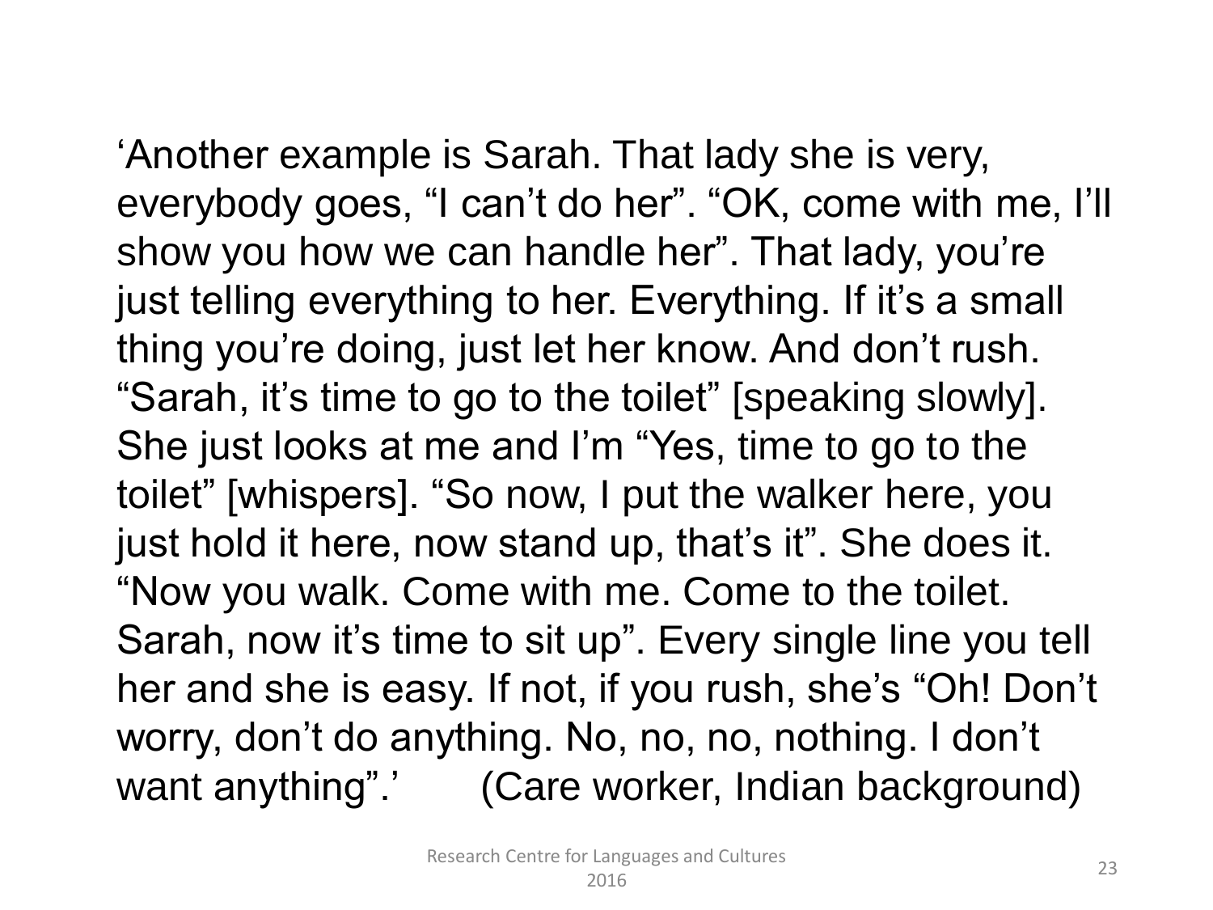'Another example is Sarah. That lady she is very, everybody goes, "I can't do her". "OK, come with me, I'll show you how we can handle her". That lady, you're just telling everything to her. Everything. If it's a small thing you're doing, just let her know. And don't rush. "Sarah, it's time to go to the toilet" [speaking slowly]. She just looks at me and I'm "Yes, time to go to the toilet" [whispers]. "So now, I put the walker here, you just hold it here, now stand up, that's it". She does it. "Now you walk. Come with me. Come to the toilet. Sarah, now it's time to sit up". Every single line you tell her and she is easy. If not, if you rush, she's "Oh! Don't worry, don't do anything. No, no, no, nothing. I don't want anything".' (Care worker, Indian background)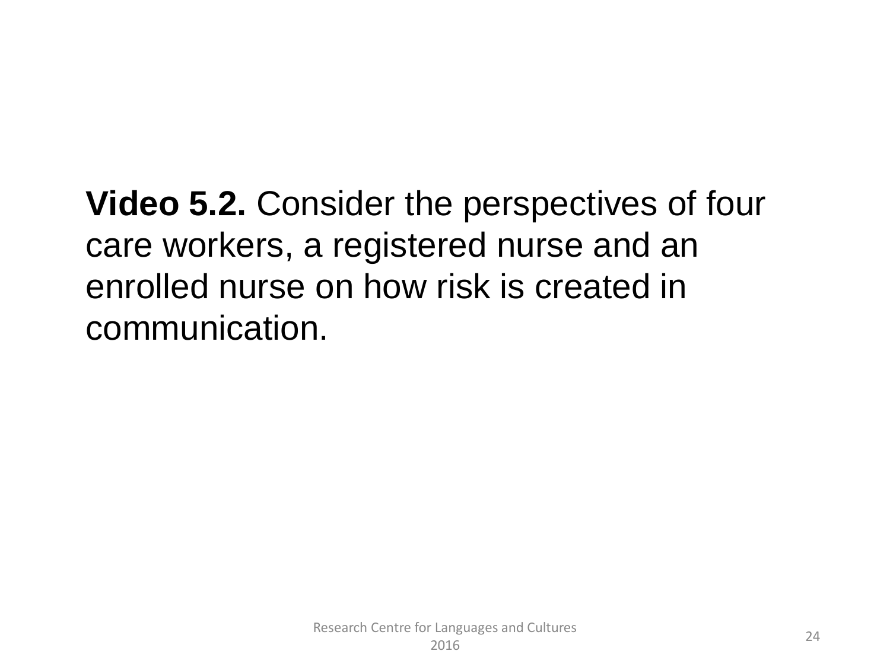**Video 5.2.** Consider the perspectives of four care workers, a registered nurse and an enrolled nurse on how risk is created in communication.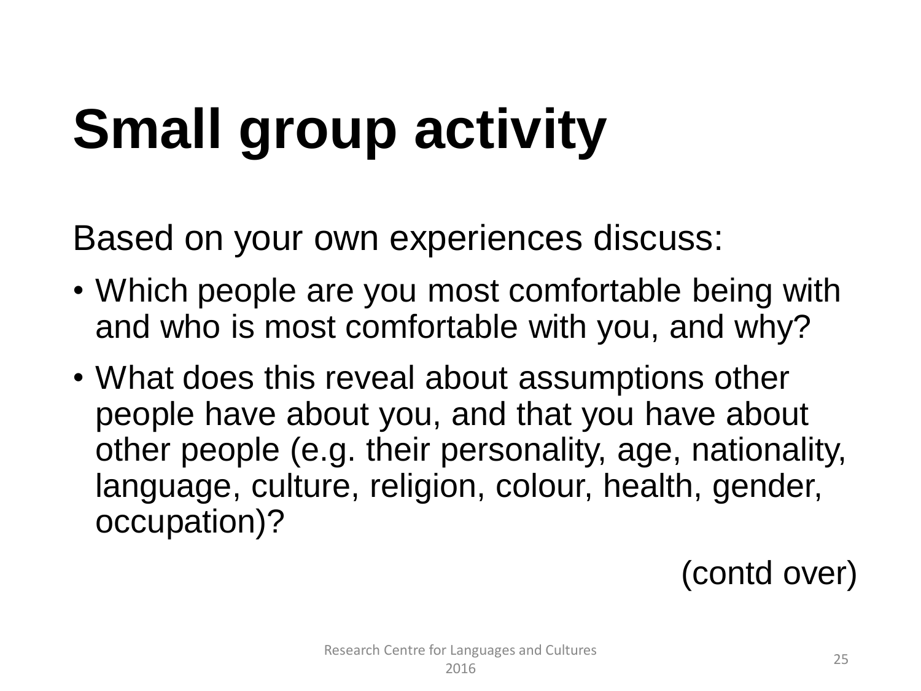# Small group activity

Based on your own experiences discuss:

- Which people are you most comfortable being with and who is most comfortable with you, and why?
- What does this reveal about assumptions other people have about you, and that you have about other people (e.g. their personality, age, nationality, language, culture, religion, colour, health, gender, occupation)?

(contd over)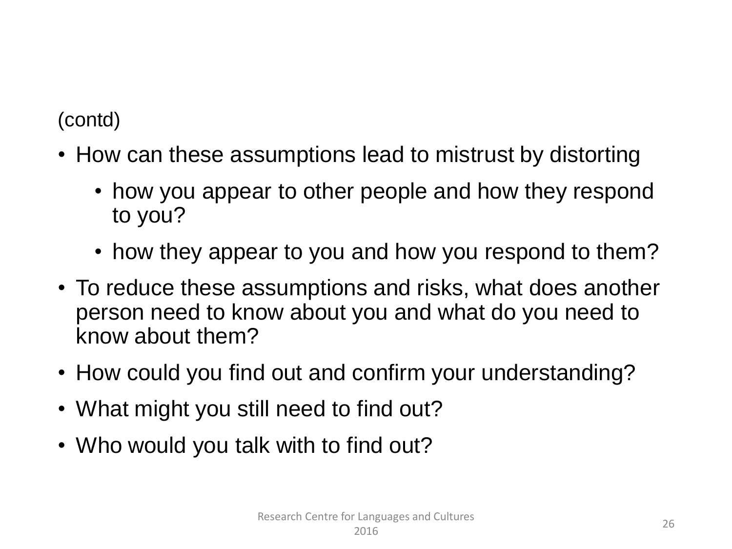(contd)

- How can these assumptions lead to mistrust by distorting
  - how you appear to other people and how they respond to you?
  - how they appear to you and how you respond to them?
- To reduce these assumptions and risks, what does another person need to know about you and what do you need to know about them?
- How could you find out and confirm your understanding?
- What might you still need to find out?
- Who would you talk with to find out?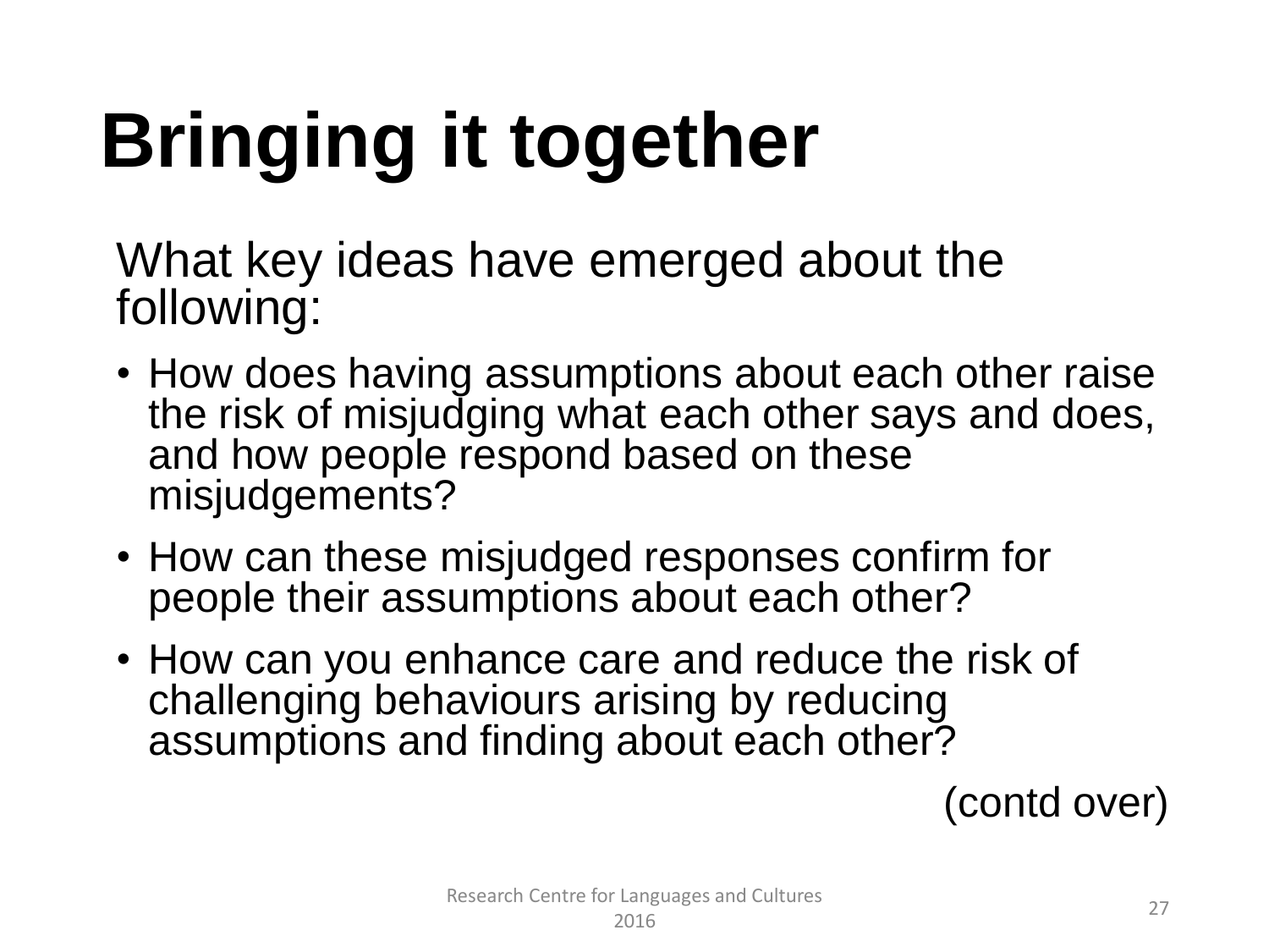# Bringing it together

What key ideas have emerged about the following:

- How does having assumptions about each other raise the risk of misjudging what each other says and does, and how people respond based on these misjudgements?
- How can these misjudged responses confirm for people their assumptions about each other?
- How can you enhance care and reduce the risk of challenging behaviours arising by reducing assumptions and finding about each other?

(contd over)

Research Centre for Languages and Cultures 2016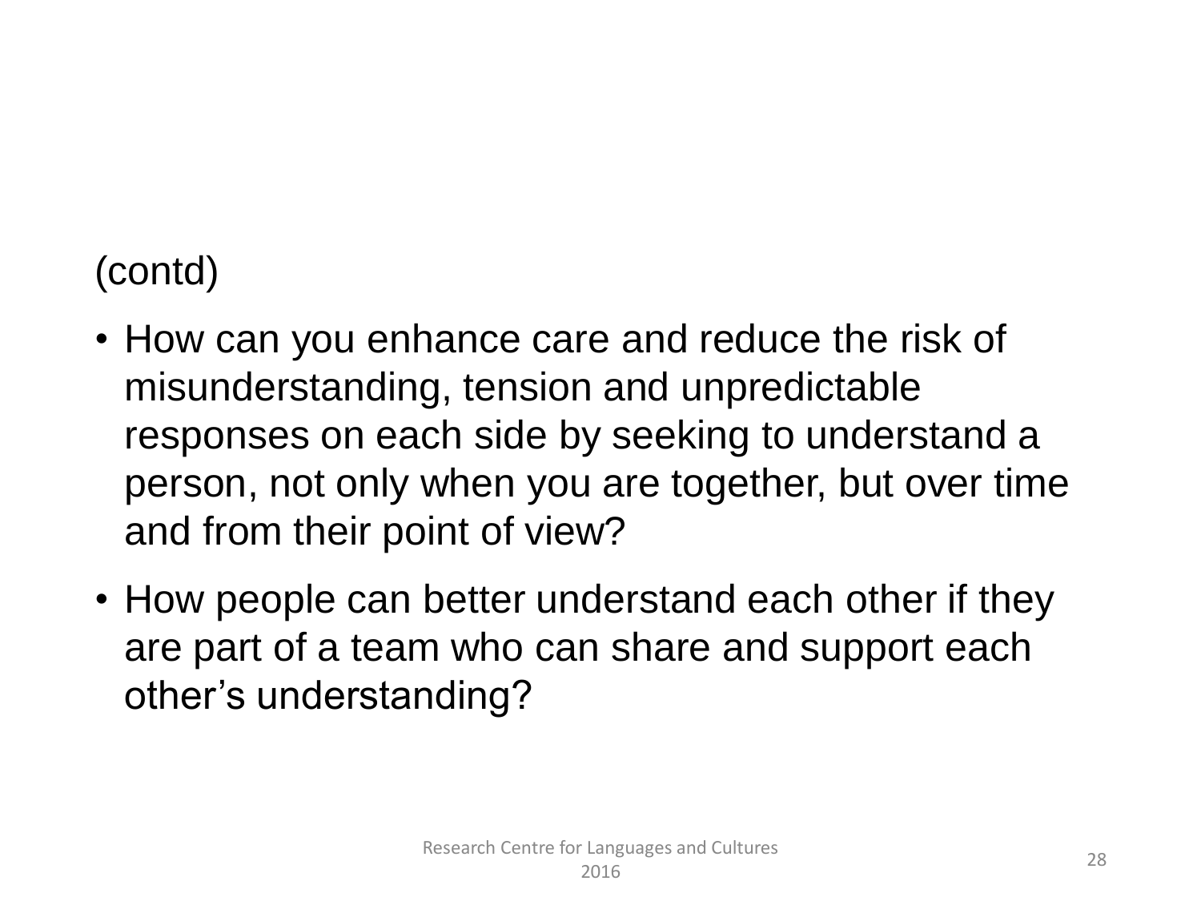(contd)

- How can you enhance care and reduce the risk of misunderstanding, tension and unpredictable responses on each side by seeking to understand a person, not only when you are together, but over time and from their point of view?
- How people can better understand each other if they are part of a team who can share and support each other's understanding?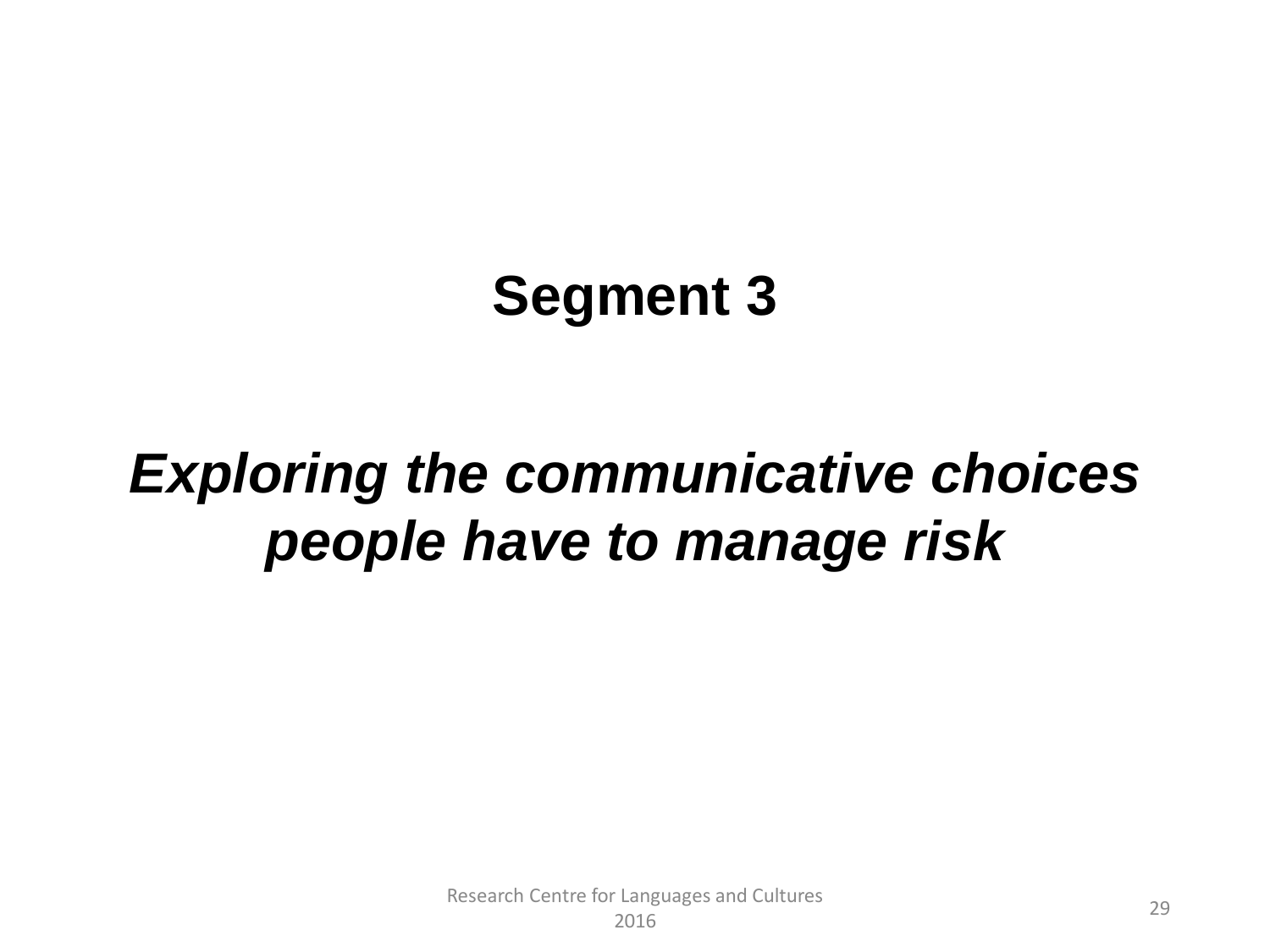**Segment 3**

***Exploring the communicative choices people have to manage risk***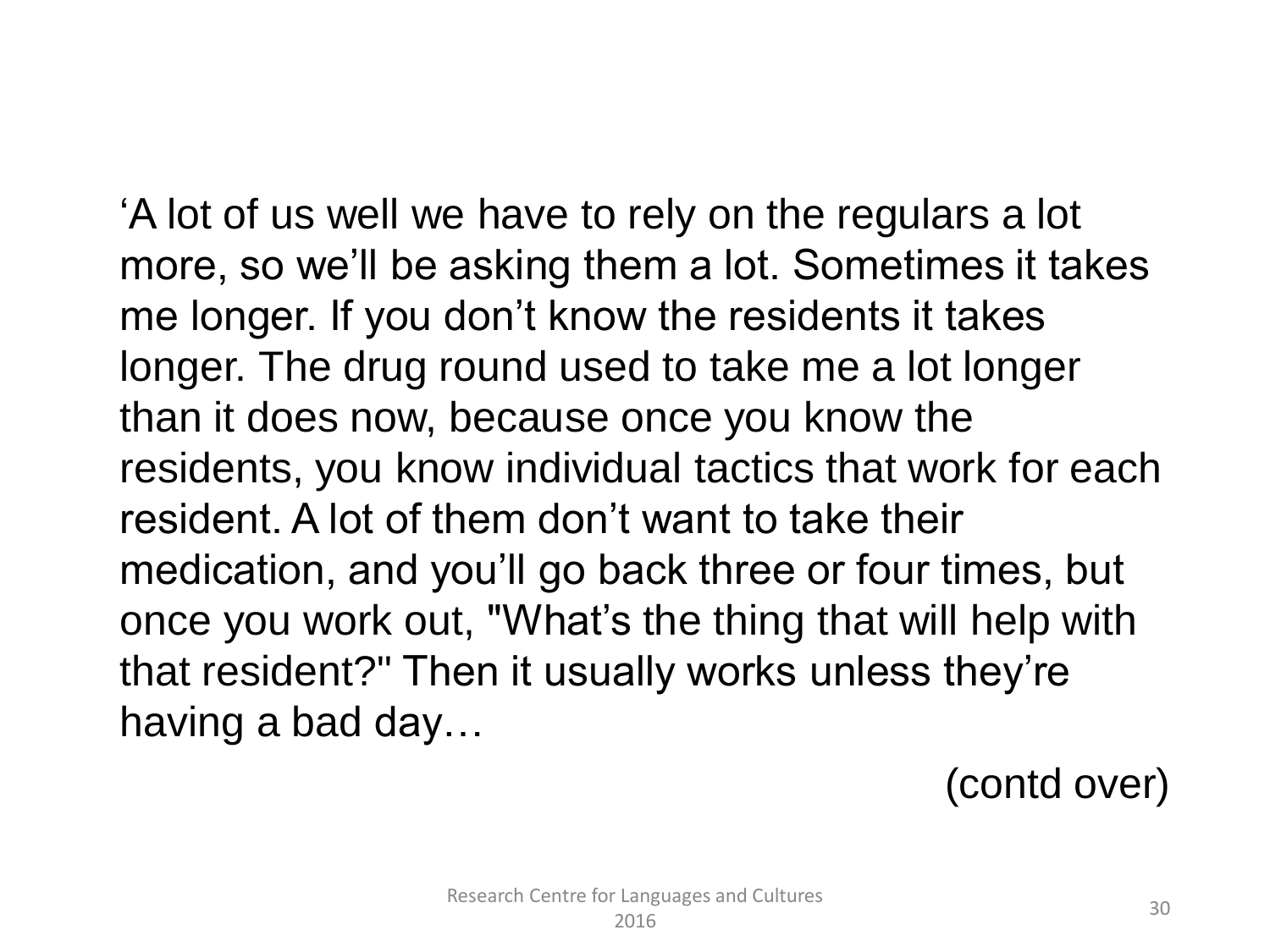'A lot of us well we have to rely on the regulars a lot more, so we'll be asking them a lot. Sometimes it takes me longer. If you don't know the residents it takes longer. The drug round used to take me a lot longer than it does now, because once you know the residents, you know individual tactics that work for each resident. A lot of them don't want to take their medication, and you'll go back three or four times, but once you work out, "What's the thing that will help with that resident?" Then it usually works unless they're having a bad day…

(contd over)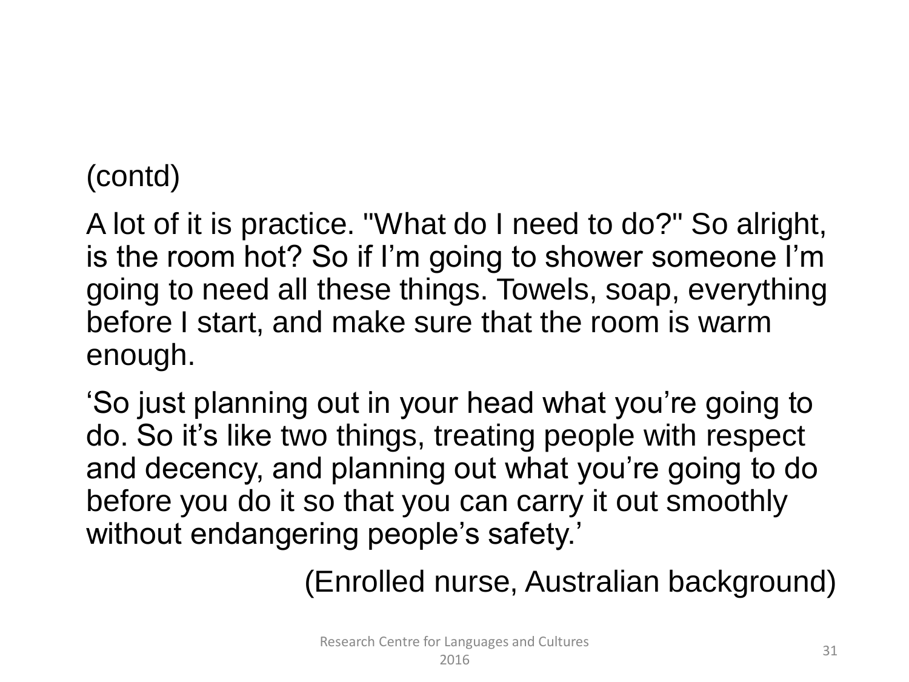(contd)

A lot of it is practice. "What do I need to do?" So alright, is the room hot? So if I'm going to shower someone I'm going to need all these things. Towels, soap, everything before I start, and make sure that the room is warm enough.

'So just planning out in your head what you're going to do. So it's like two things, treating people with respect and decency, and planning out what you're going to do before you do it so that you can carry it out smoothly without endangering people's safety.'

(Enrolled nurse, Australian background)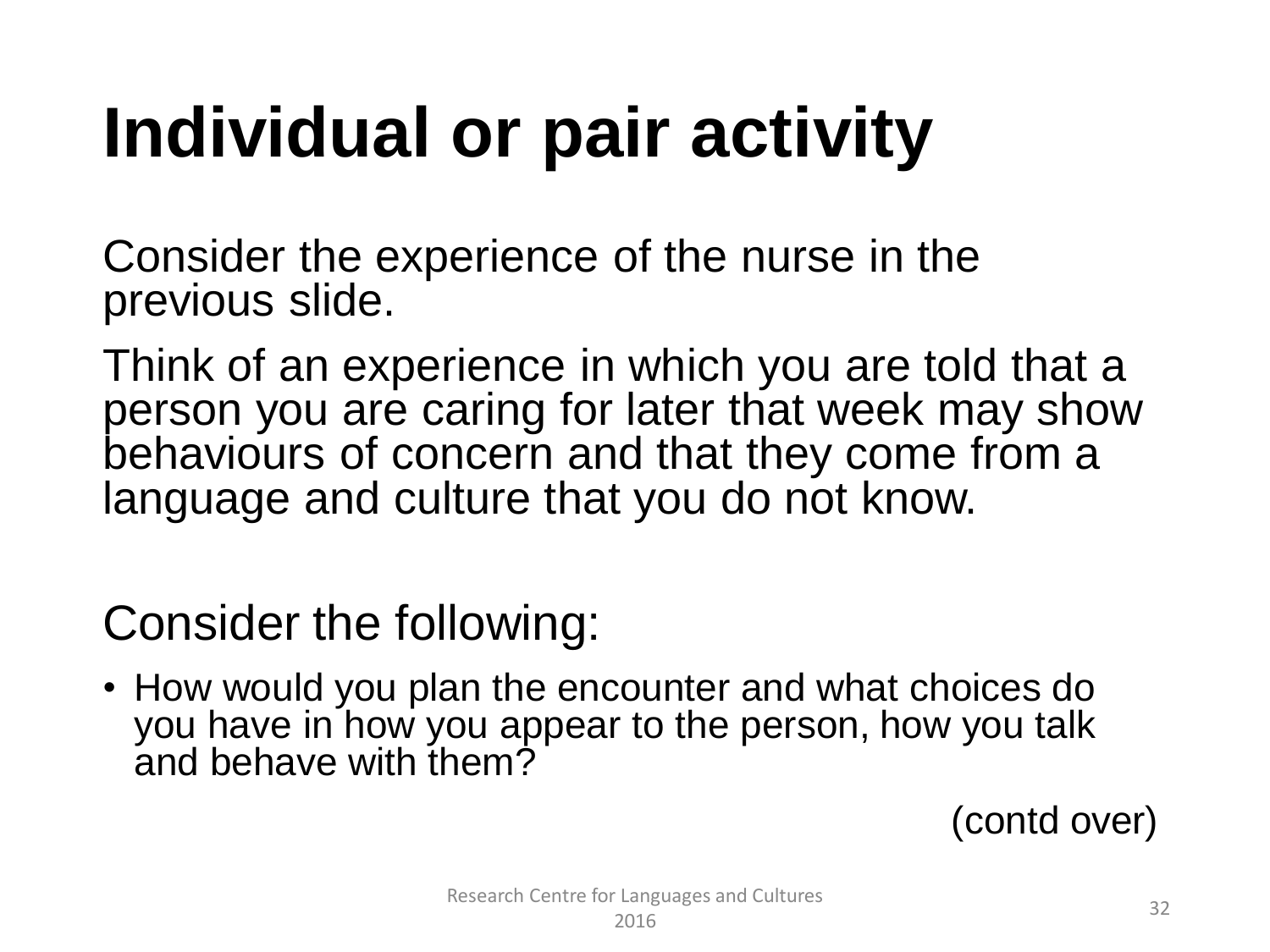# Individual or pair activity

Consider the experience of the nurse in the previous slide.

Think of an experience in which you are told that a person you are caring for later that week may show behaviours of concern and that they come from a language and culture that you do not know.

Consider the following:

- How would you plan the encounter and what choices do you have in how you appear to the person, how you talk and behave with them?

(contd over)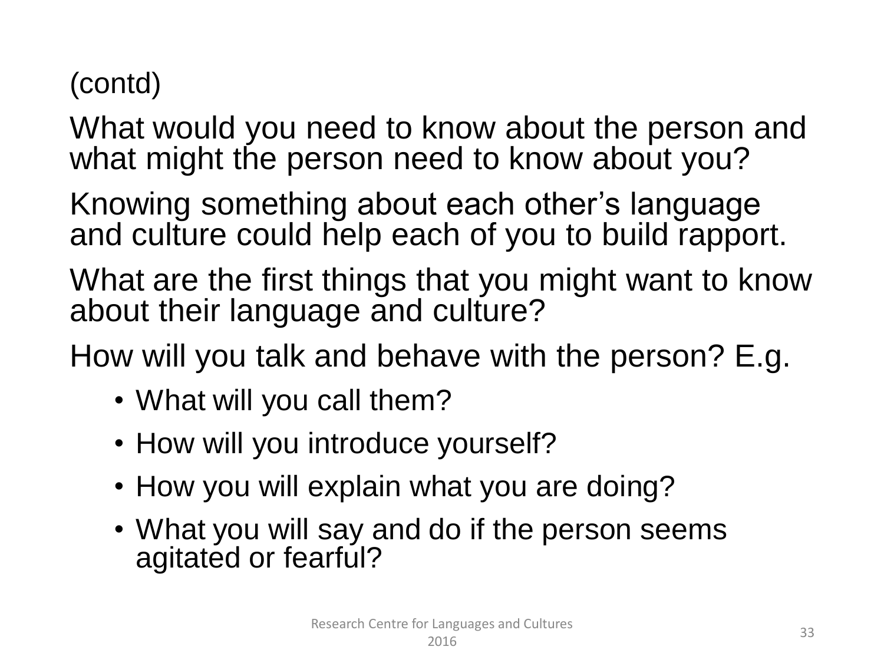(contd)

What would you need to know about the person and what might the person need to know about you?

Knowing something about each other's language and culture could help each of you to build rapport.

What are the first things that you might want to know about their language and culture?

How will you talk and behave with the person? E.g.

- What will you call them?
- How will you introduce yourself?
- How you will explain what you are doing?
- What you will say and do if the person seems agitated or fearful?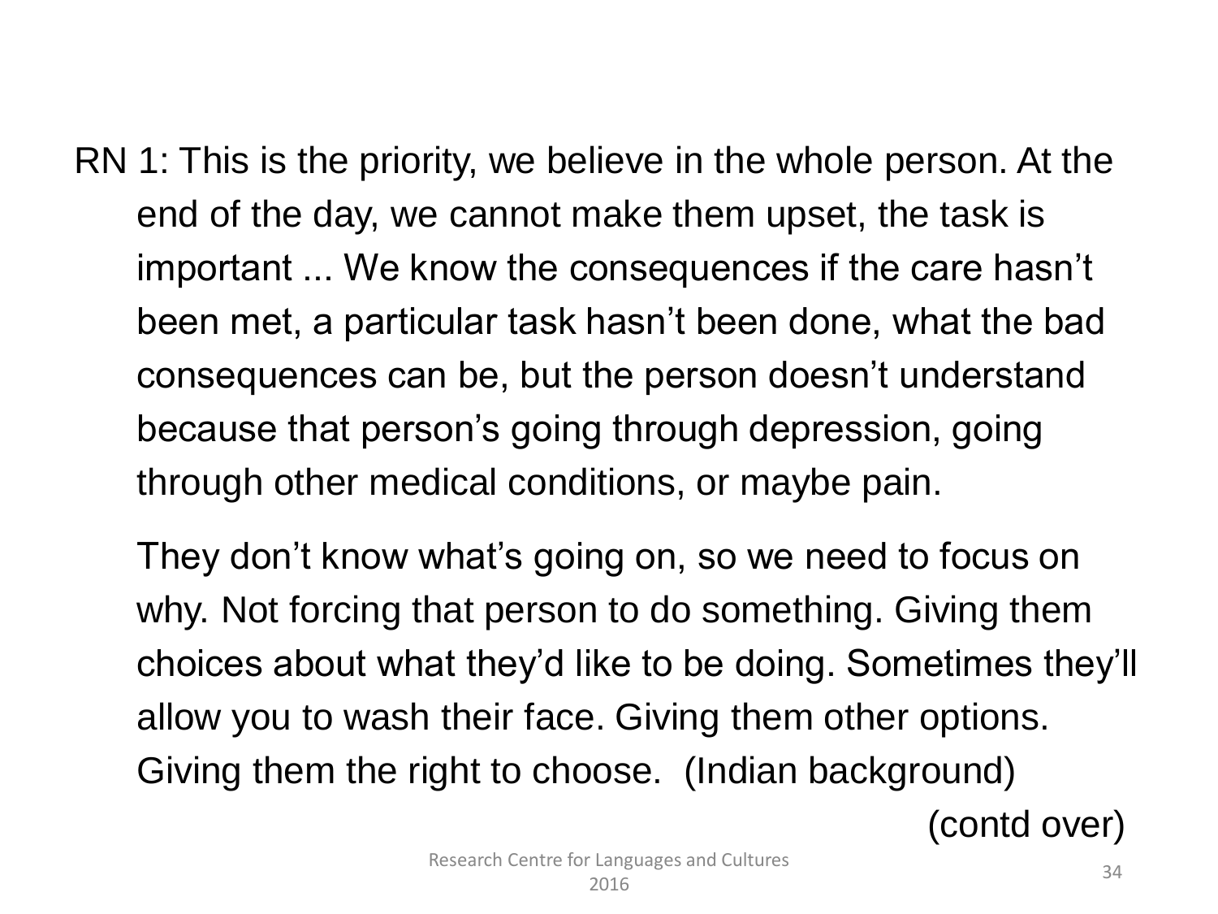RN 1: This is the priority, we believe in the whole person. At the end of the day, we cannot make them upset, the task is important ... We know the consequences if the care hasn't been met, a particular task hasn't been done, what the bad consequences can be, but the person doesn't understand because that person's going through depression, going through other medical conditions, or maybe pain.

They don't know what's going on, so we need to focus on why. Not forcing that person to do something. Giving them choices about what they'd like to be doing. Sometimes they'll allow you to wash their face. Giving them other options. Giving them the right to choose. (Indian background)

(contd over)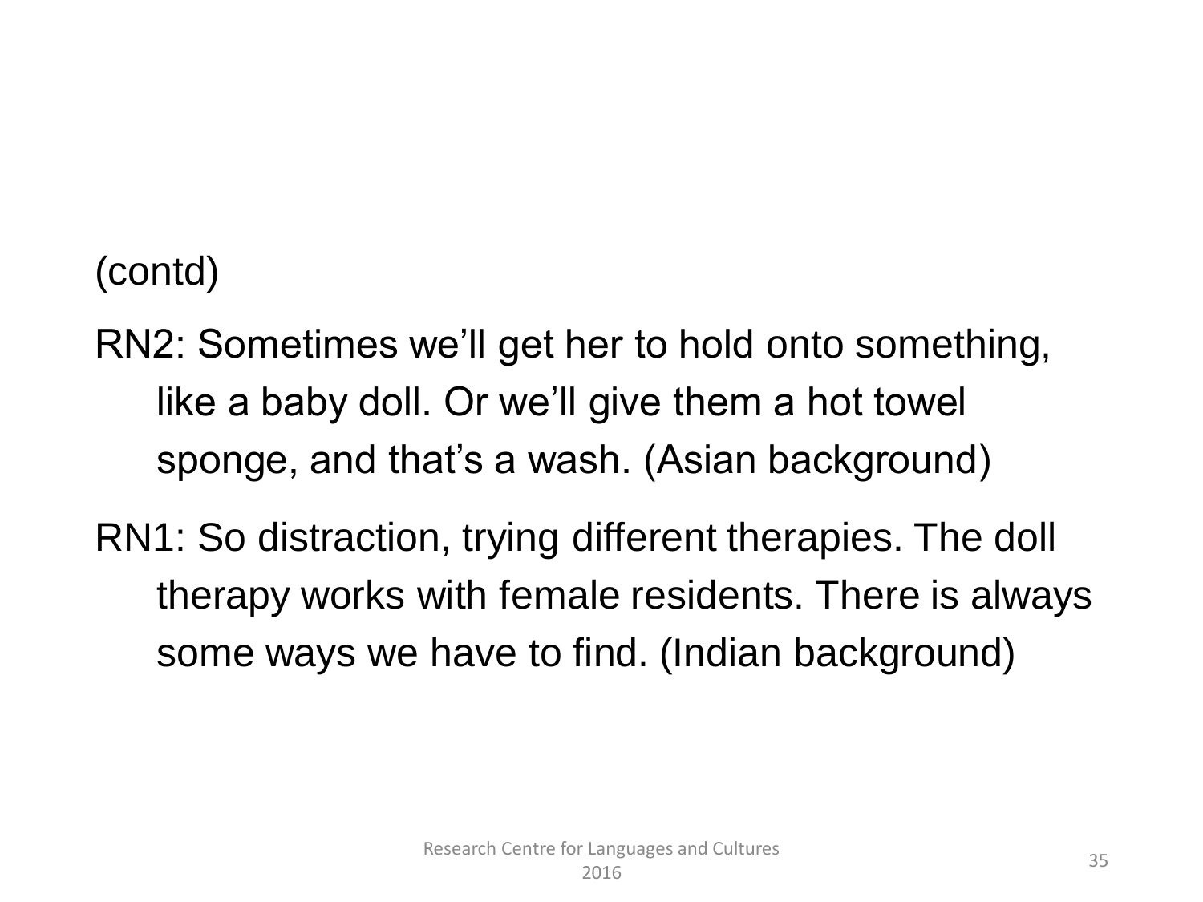(contd)

RN2: Sometimes we'll get her to hold onto something, like a baby doll. Or we'll give them a hot towel sponge, and that's a wash. (Asian background)

RN1: So distraction, trying different therapies. The doll therapy works with female residents. There is always some ways we have to find. (Indian background)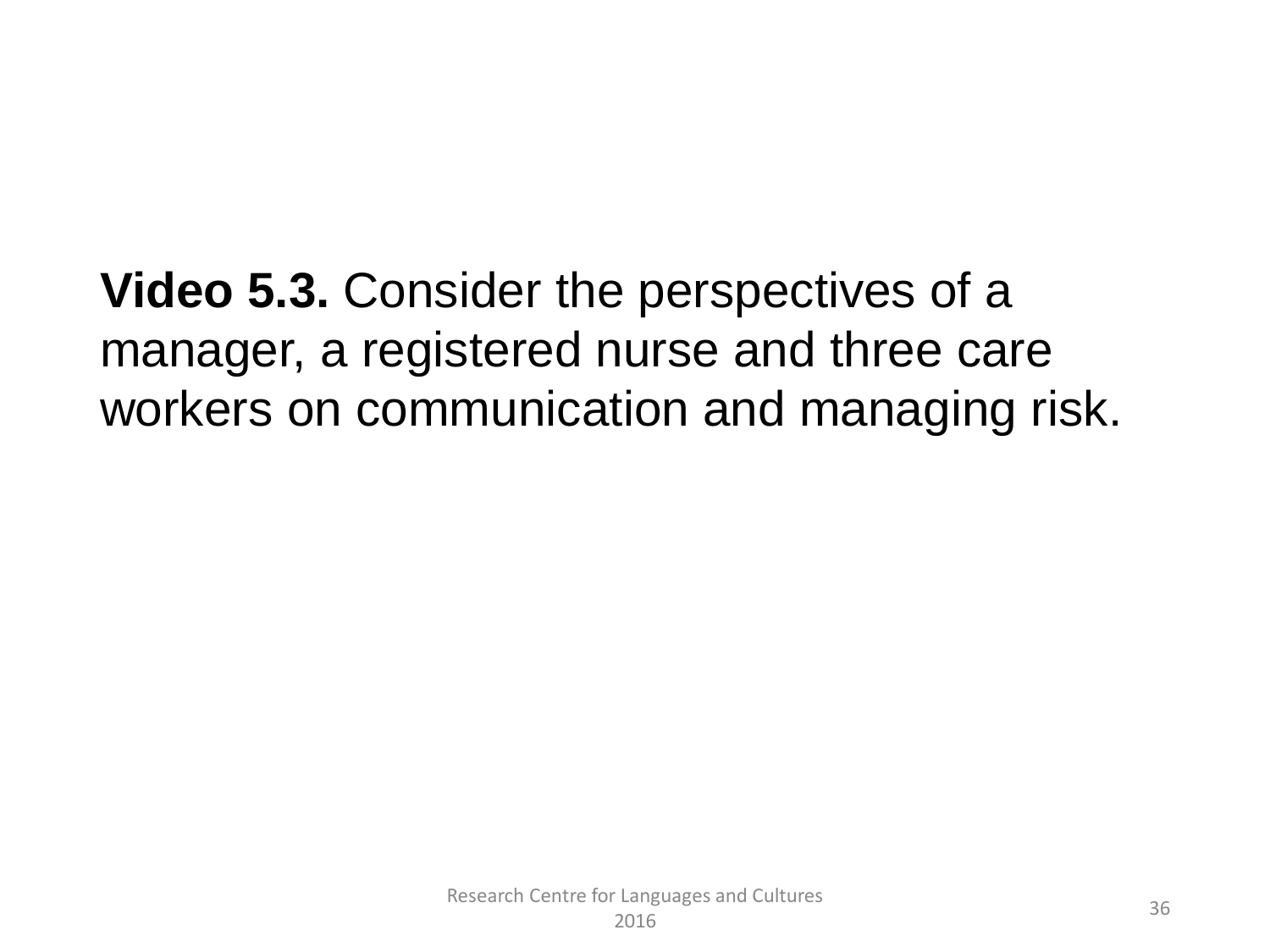**Video 5.3.** Consider the perspectives of a manager, a registered nurse and three care workers on communication and managing risk.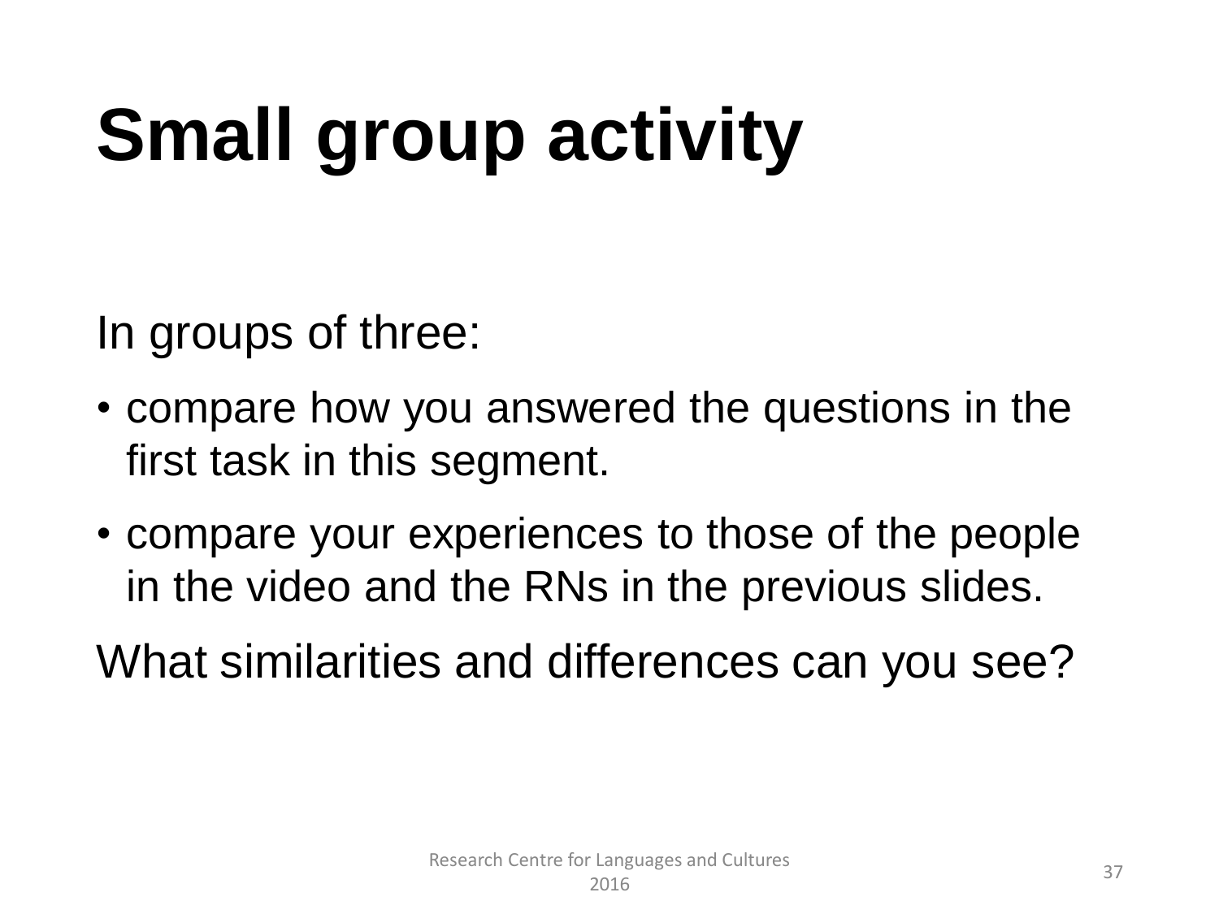# Small group activity

In groups of three:

- compare how you answered the questions in the first task in this segment.
- compare your experiences to those of the people in the video and the RNs in the previous slides.

What similarities and differences can you see?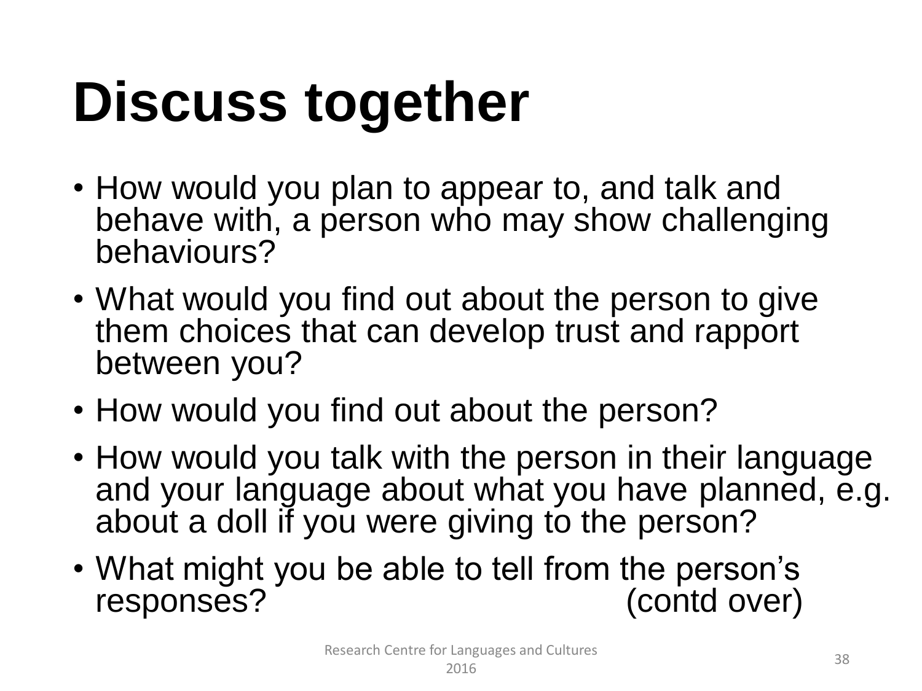# Discuss together

- How would you plan to appear to, and talk and behave with, a person who may show challenging behaviours?
- What would you find out about the person to give them choices that can develop trust and rapport between you?
- How would you find out about the person?
- How would you talk with the person in their language and your language about what you have planned, e.g. about a doll if you were giving to the person?
- What might you be able to tell from the person's responses? (contd over)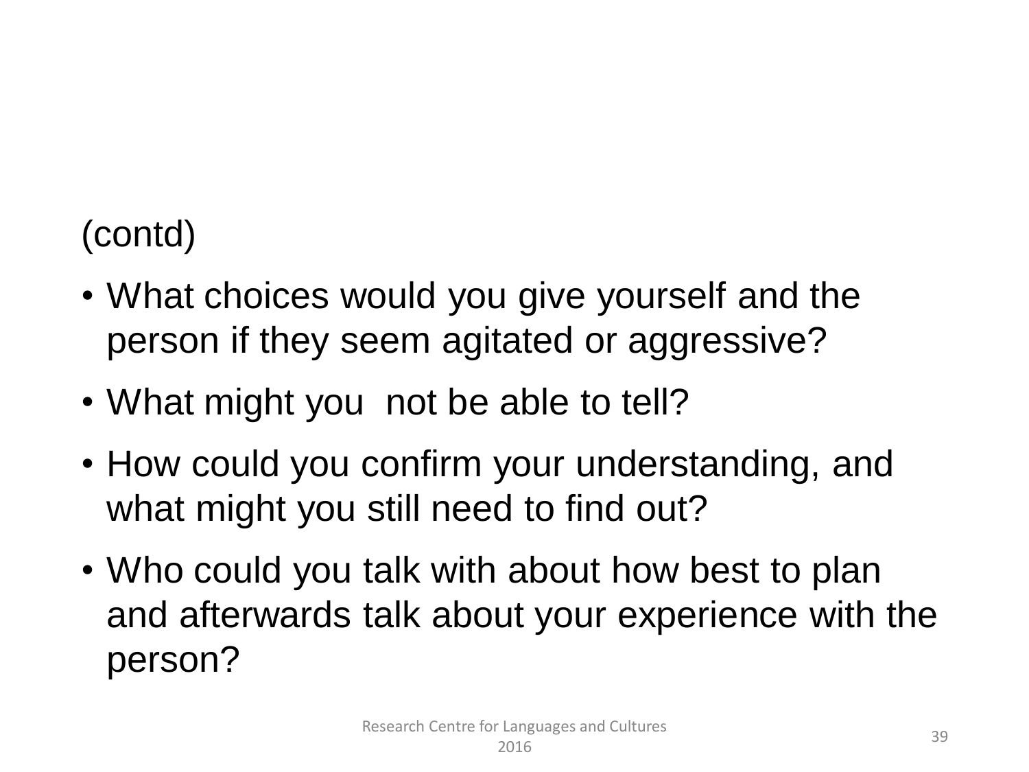(contd)

- What choices would you give yourself and the person if they seem agitated or aggressive?
- What might you  not be able to tell?
- How could you confirm your understanding, and what might you still need to find out?
- Who could you talk with about how best to plan and afterwards talk about your experience with the person?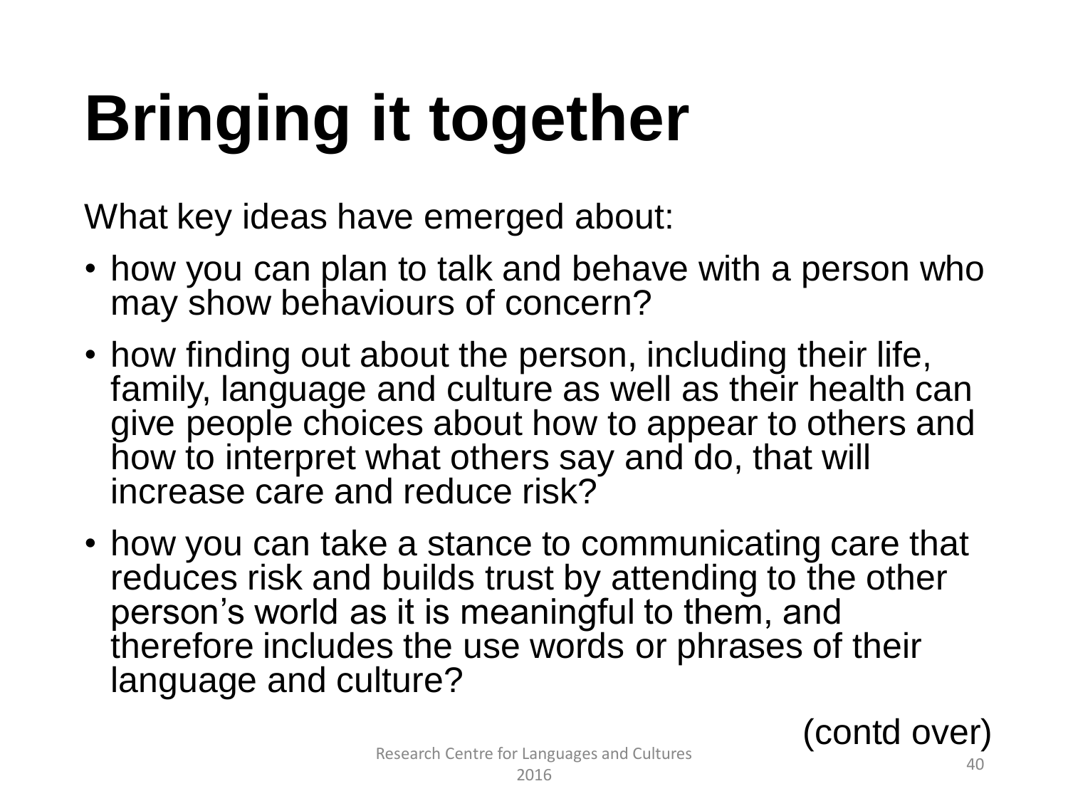# Bringing it together

What key ideas have emerged about:

- how you can plan to talk and behave with a person who may show behaviours of concern?
- how finding out about the person, including their life, family, language and culture as well as their health can give people choices about how to appear to others and how to interpret what others say and do, that will increase care and reduce risk?
- how you can take a stance to communicating care that reduces risk and builds trust by attending to the other person's world as it is meaningful to them, and therefore includes the use words or phrases of their language and culture?

(contd over)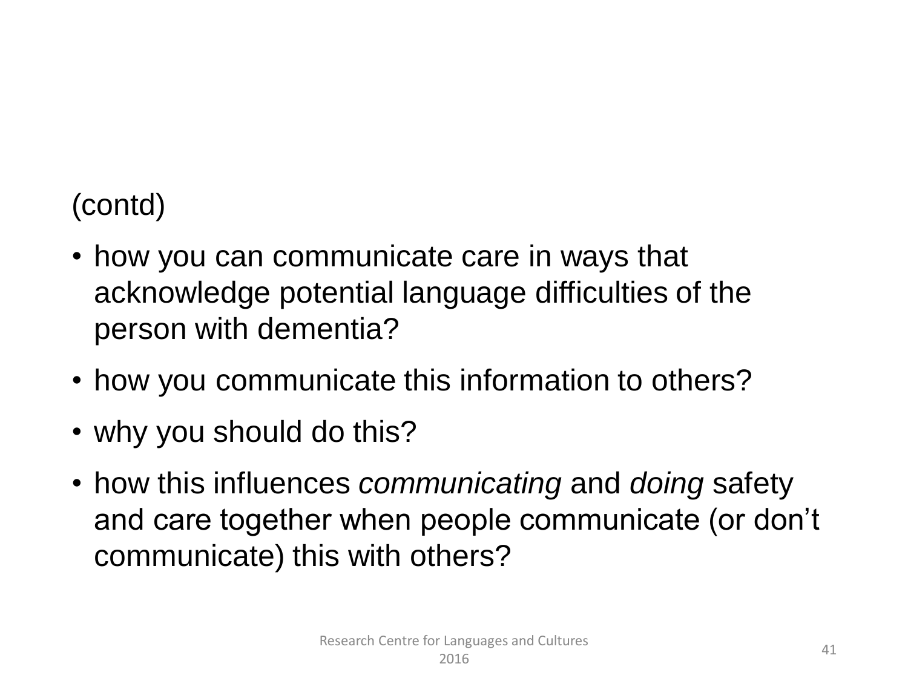(contd)

- how you can communicate care in ways that acknowledge potential language difficulties of the person with dementia?
- how you communicate this information to others?
- why you should do this?
- how this influences *communicating* and *doing* safety and care together when people communicate (or don't communicate) this with others?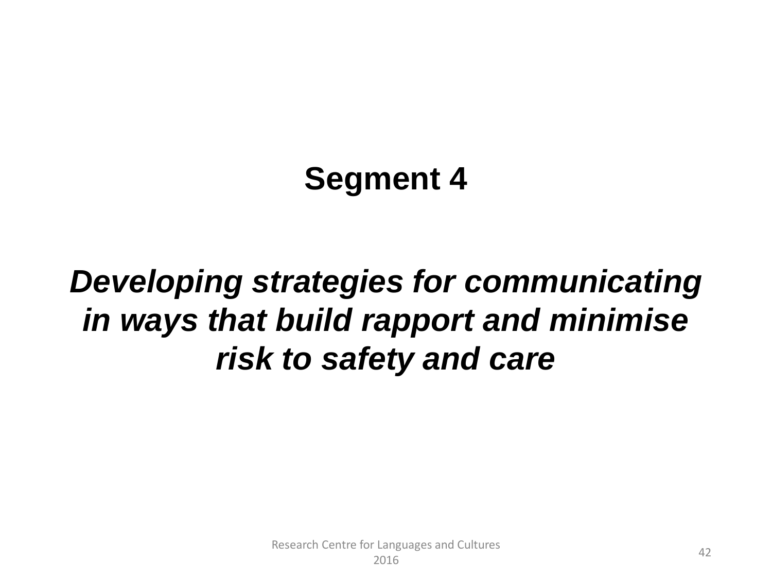# Segment 4

***Developing strategies for communicating in ways that build rapport and minimise risk to safety and care***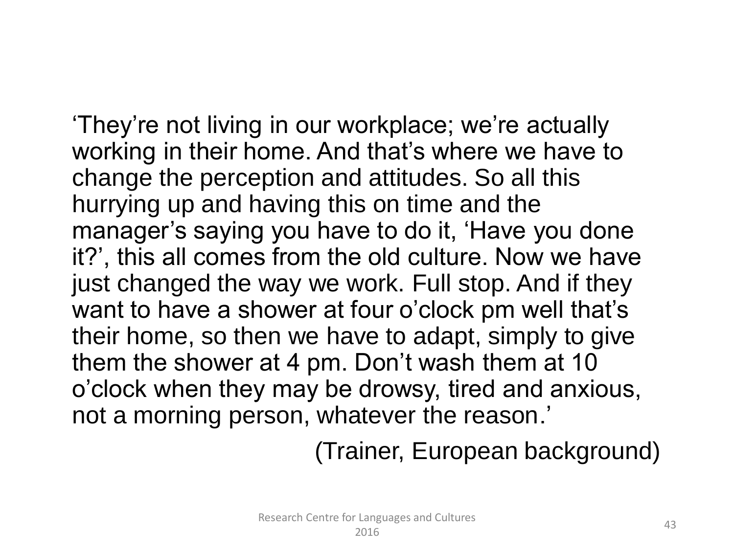‘They’re not living in our workplace; we’re actually working in their home. And that’s where we have to change the perception and attitudes. So all this hurrying up and having this on time and the manager’s saying you have to do it, ‘Have you done it?’, this all comes from the old culture. Now we have just changed the way we work. Full stop. And if they want to have a shower at four o’clock pm well that’s their home, so then we have to adapt, simply to give them the shower at 4 pm. Don’t wash them at 10 o’clock when they may be drowsy, tired and anxious, not a morning person, whatever the reason.’

(Trainer, European background)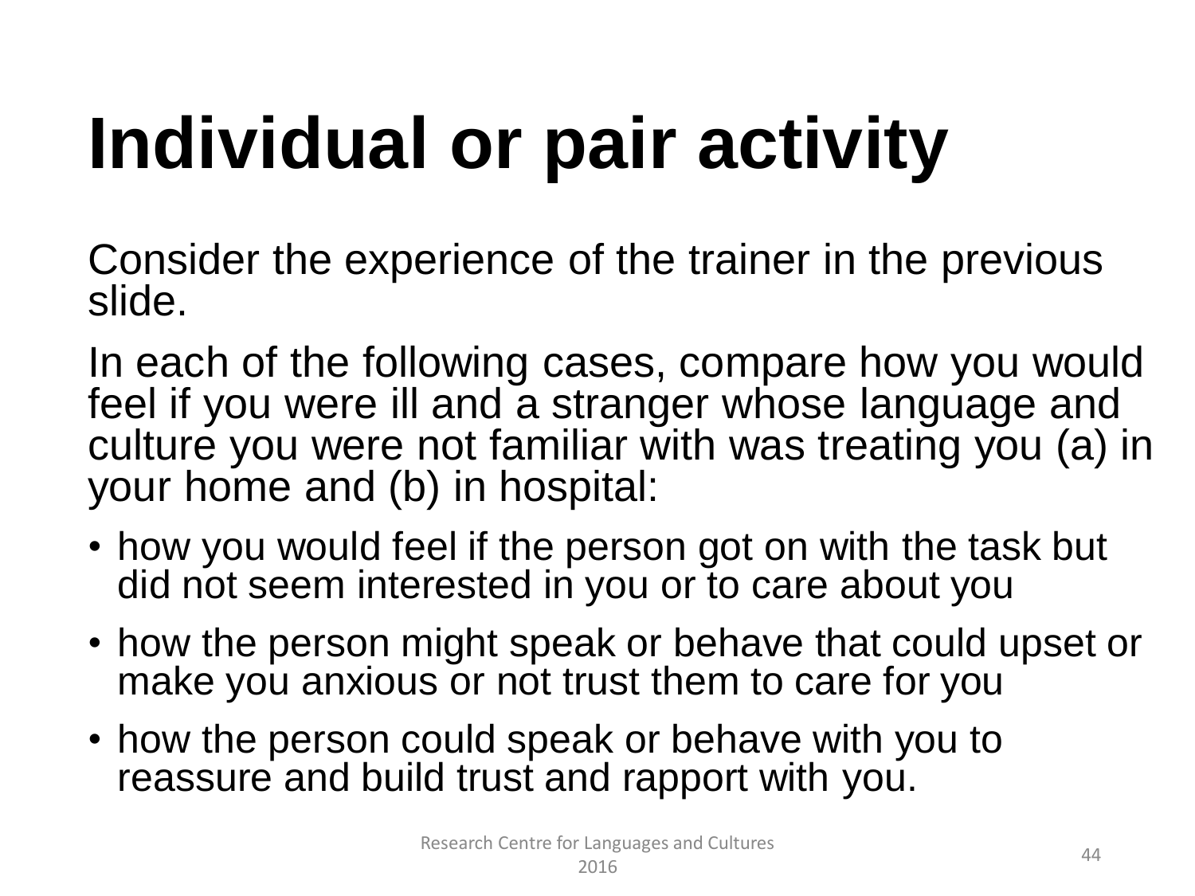# Individual or pair activity

Consider the experience of the trainer in the previous slide.

In each of the following cases, compare how you would feel if you were ill and a stranger whose language and culture you were not familiar with was treating you (a) in your home and (b) in hospital:

- how you would feel if the person got on with the task but did not seem interested in you or to care about you
- how the person might speak or behave that could upset or make you anxious or not trust them to care for you
- how the person could speak or behave with you to reassure and build trust and rapport with you.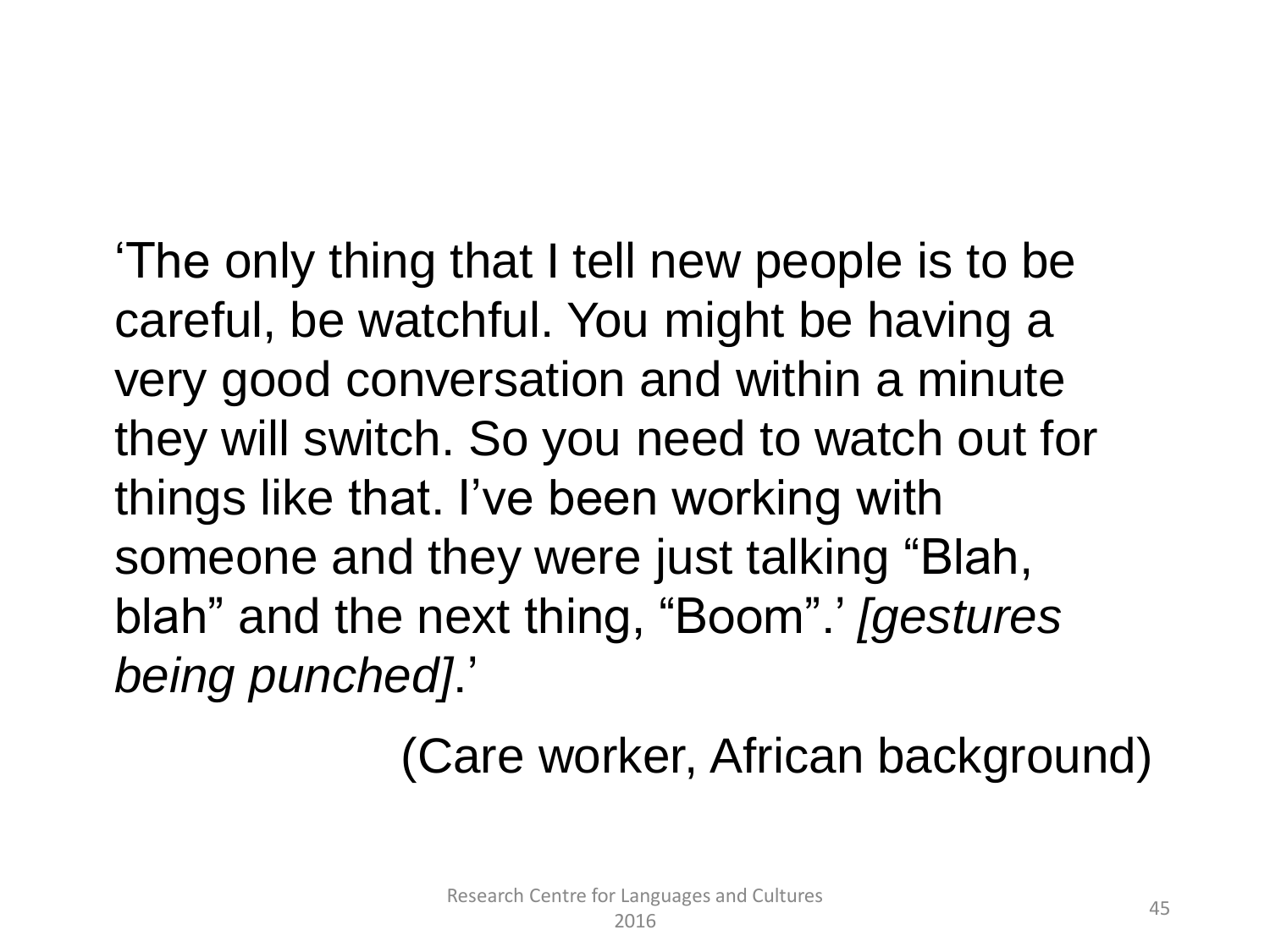‘The only thing that I tell new people is to be careful, be watchful. You might be having a very good conversation and within a minute they will switch. So you need to watch out for things like that. I’ve been working with someone and they were just talking “Blah, blah” and the next thing, “Boom”.’ *[gestures being punched]*.’

(Care worker, African background)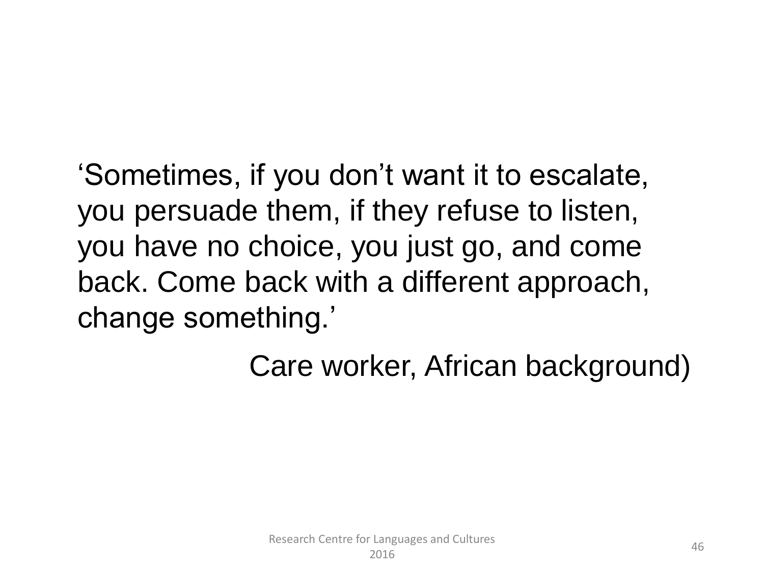‘Sometimes, if you don’t want it to escalate, you persuade them, if they refuse to listen, you have no choice, you just go, and come back. Come back with a different approach, change something.’

Care worker, African background)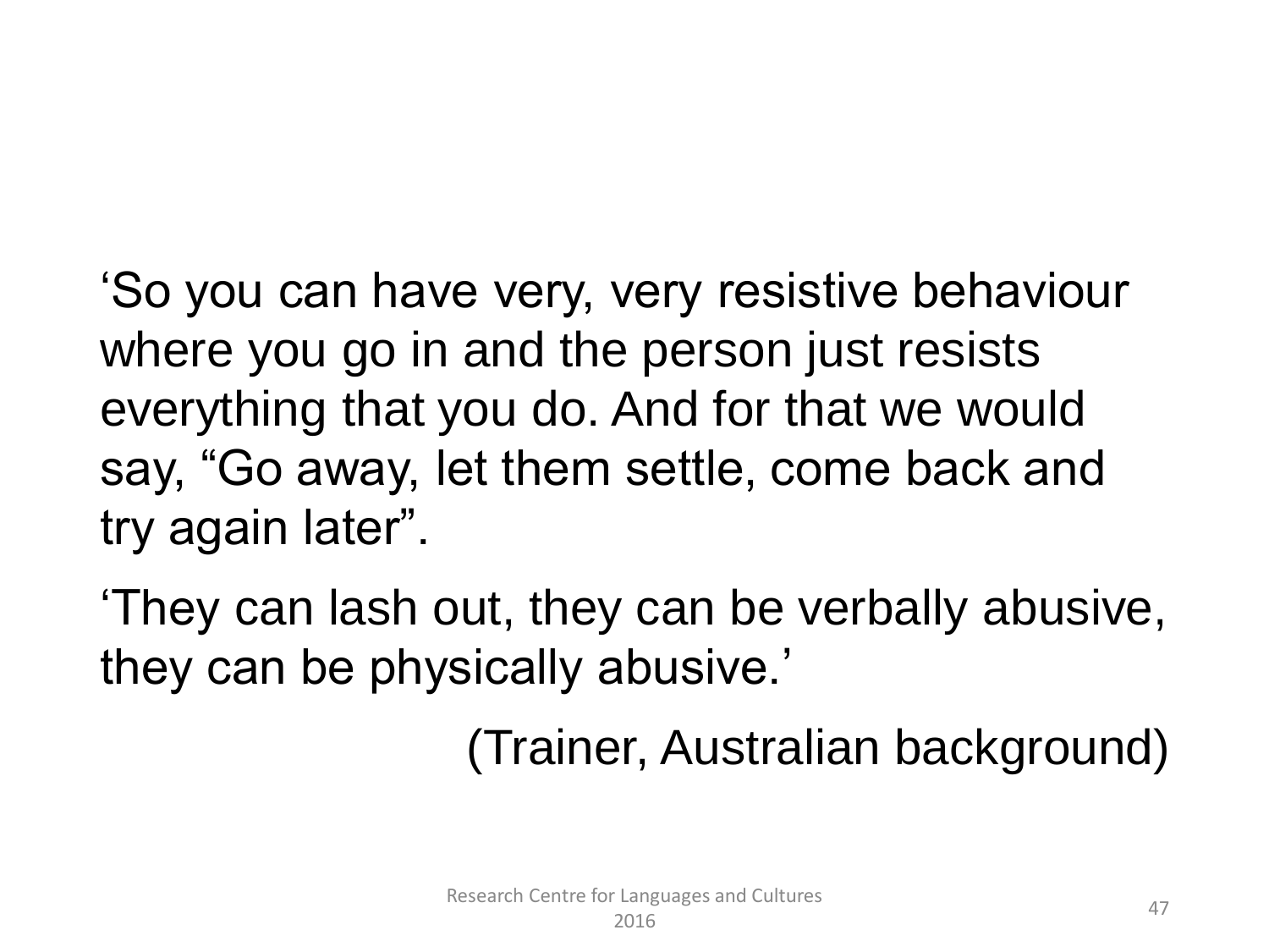‘So you can have very, very resistive behaviour where you go in and the person just resists everything that you do. And for that we would say, “Go away, let them settle, come back and try again later”.

‘They can lash out, they can be verbally abusive, they can be physically abusive.’

(Trainer, Australian background)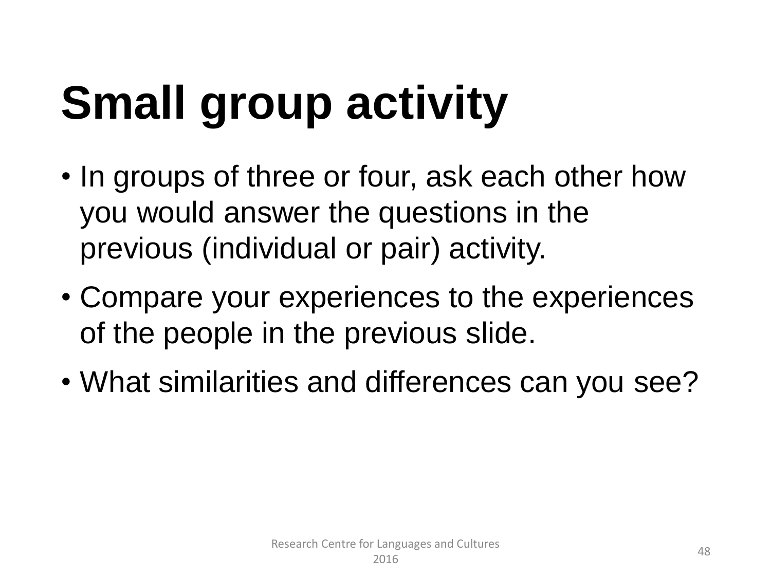# Small group activity

- In groups of three or four, ask each other how you would answer the questions in the previous (individual or pair) activity.
- Compare your experiences to the experiences of the people in the previous slide.
- What similarities and differences can you see?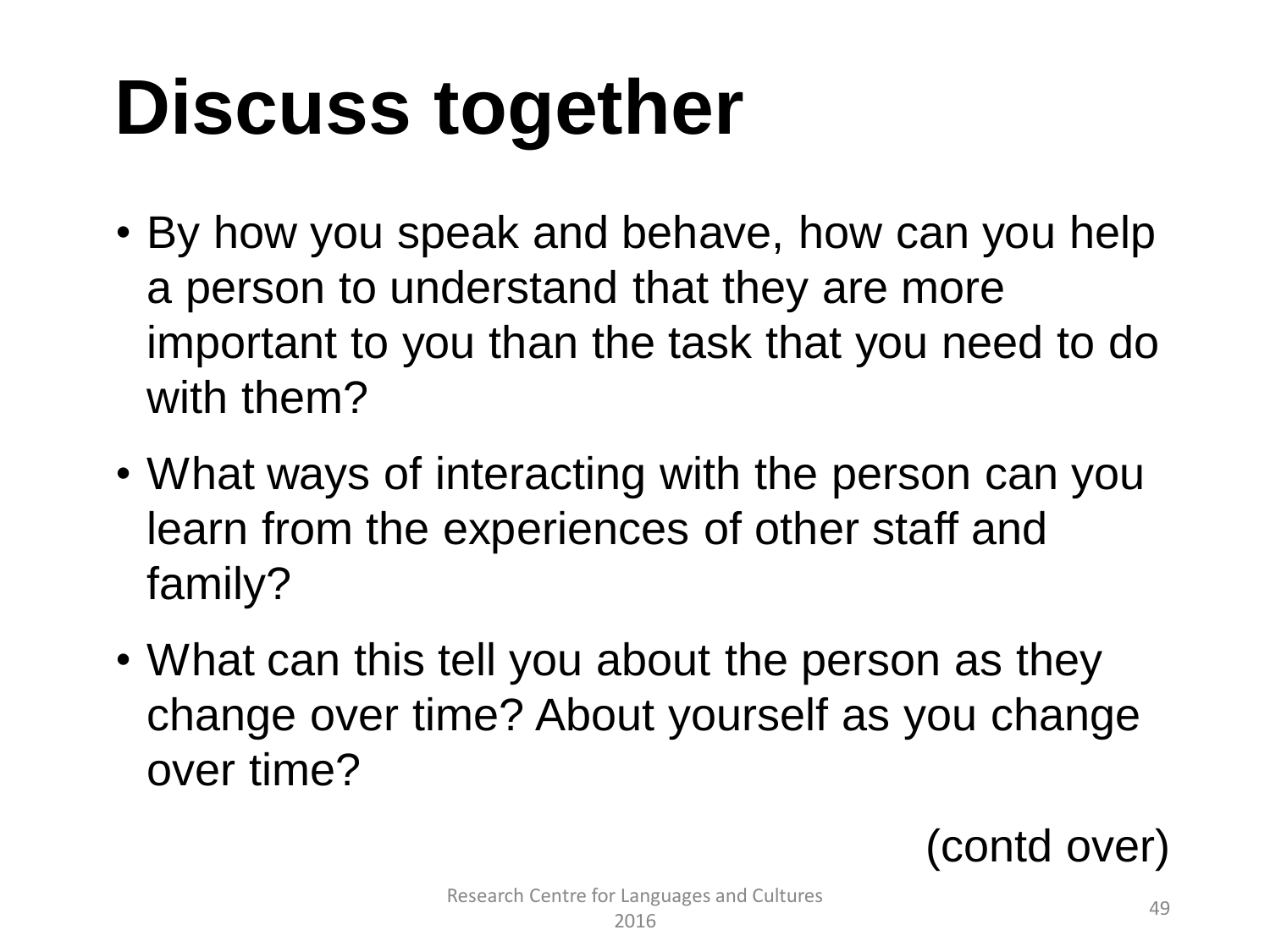# Discuss together

- By how you speak and behave, how can you help a person to understand that they are more important to you than the task that you need to do with them?
- What ways of interacting with the person can you learn from the experiences of other staff and family?
- What can this tell you about the person as they change over time? About yourself as you change over time?

(contd over)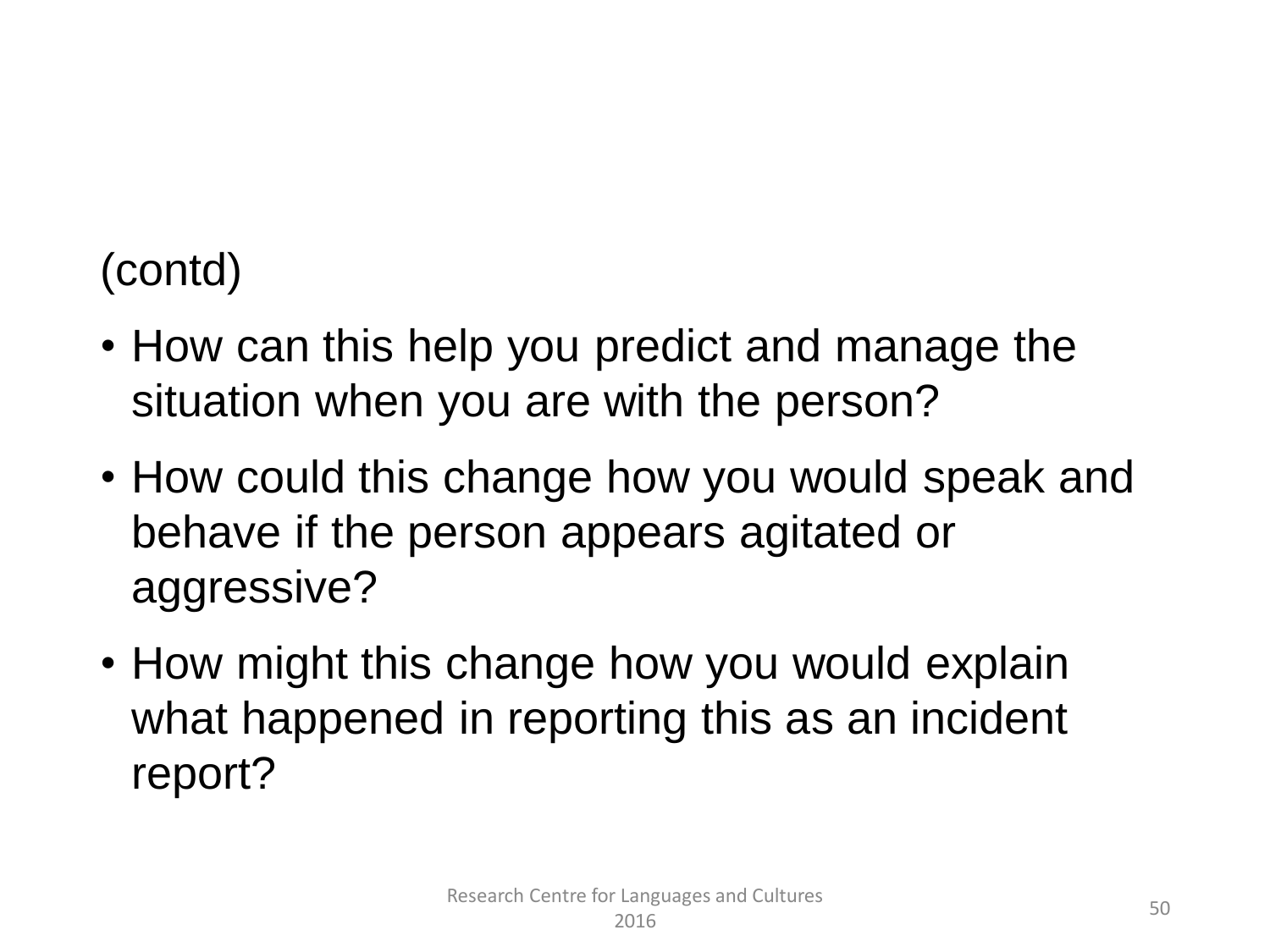(contd)

- How can this help you predict and manage the situation when you are with the person?
- How could this change how you would speak and behave if the person appears agitated or aggressive?
- How might this change how you would explain what happened in reporting this as an incident report?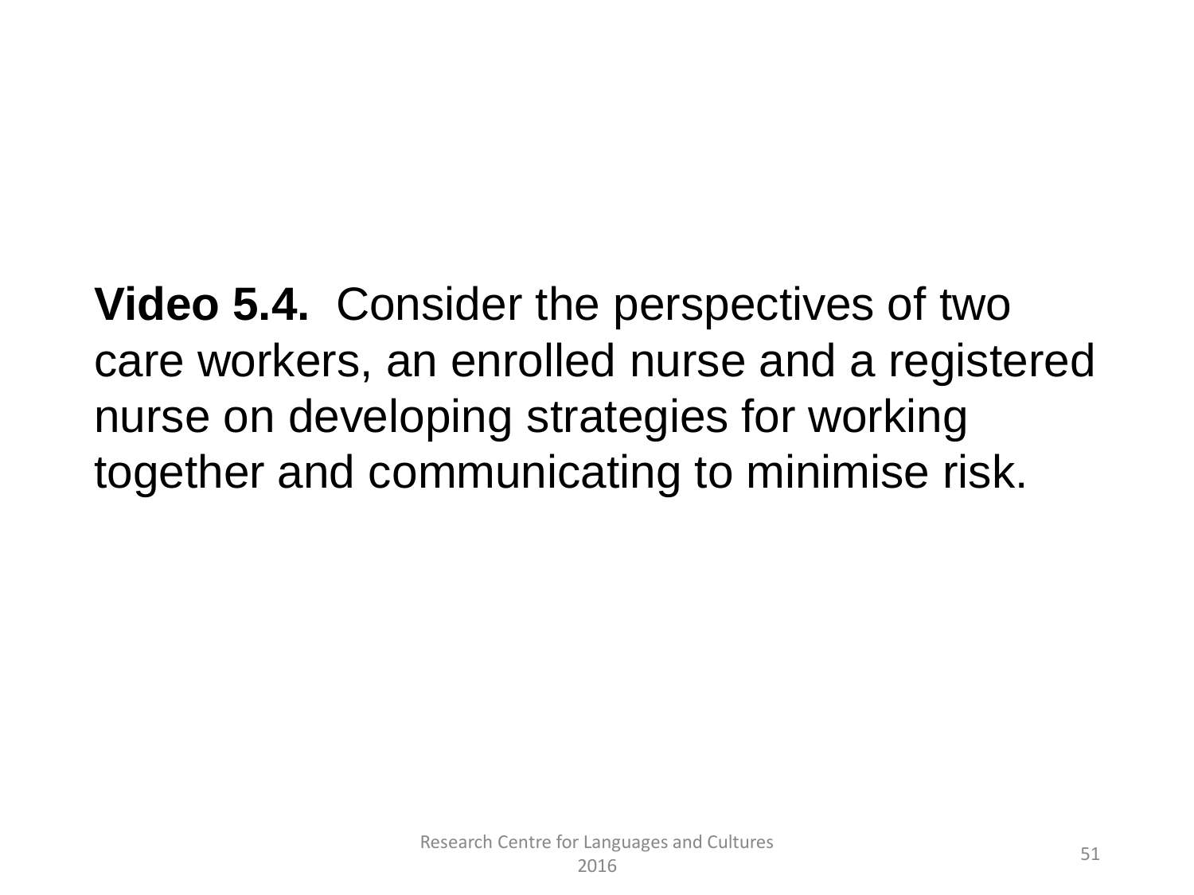**Video 5.4.** Consider the perspectives of two care workers, an enrolled nurse and a registered nurse on developing strategies for working together and communicating to minimise risk.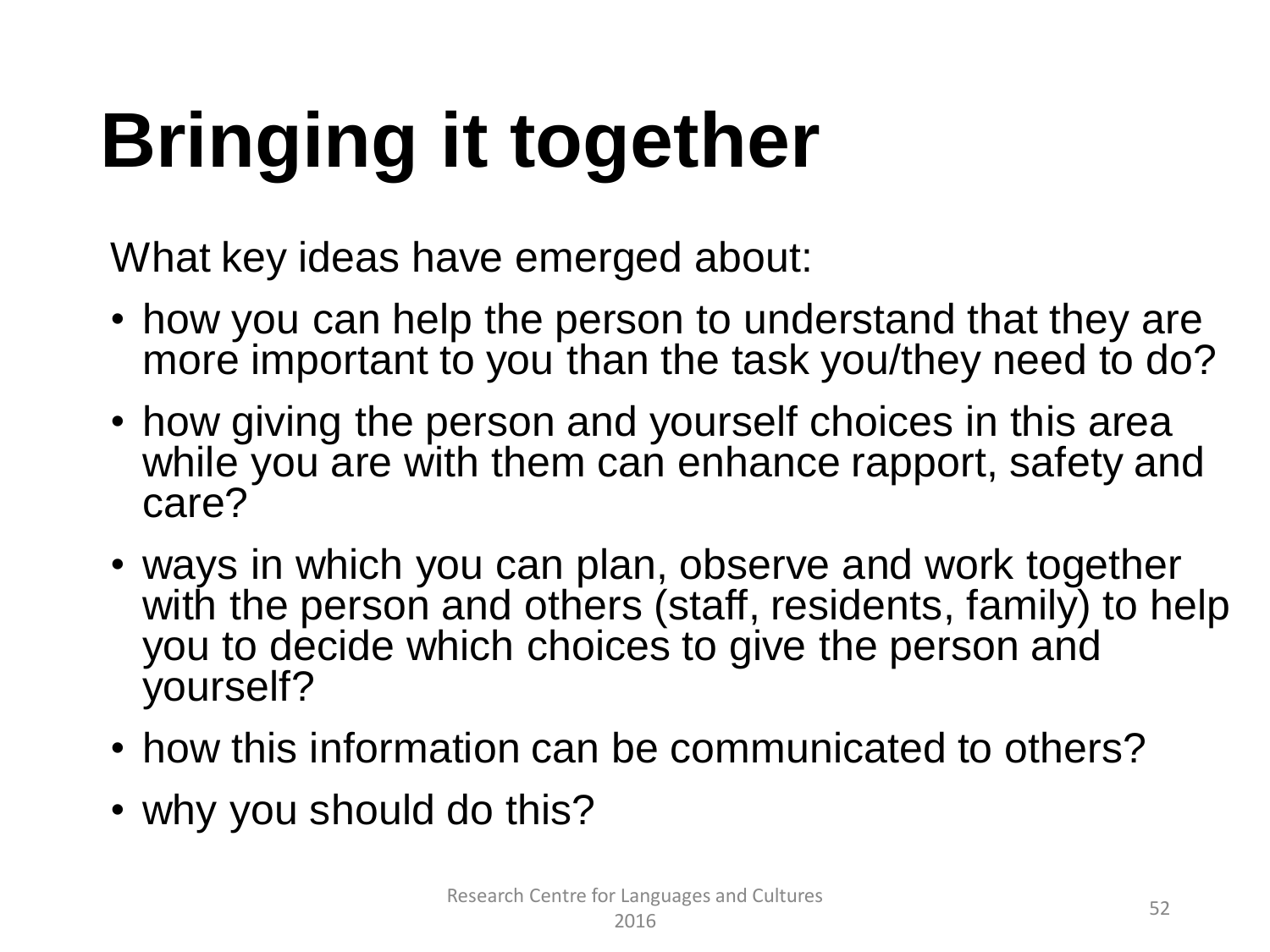# Bringing it together

What key ideas have emerged about:

- how you can help the person to understand that they are more important to you than the task you/they need to do?
- how giving the person and yourself choices in this area while you are with them can enhance rapport, safety and care?
- ways in which you can plan, observe and work together with the person and others (staff, residents, family) to help you to decide which choices to give the person and yourself?
- how this information can be communicated to others?
- why you should do this?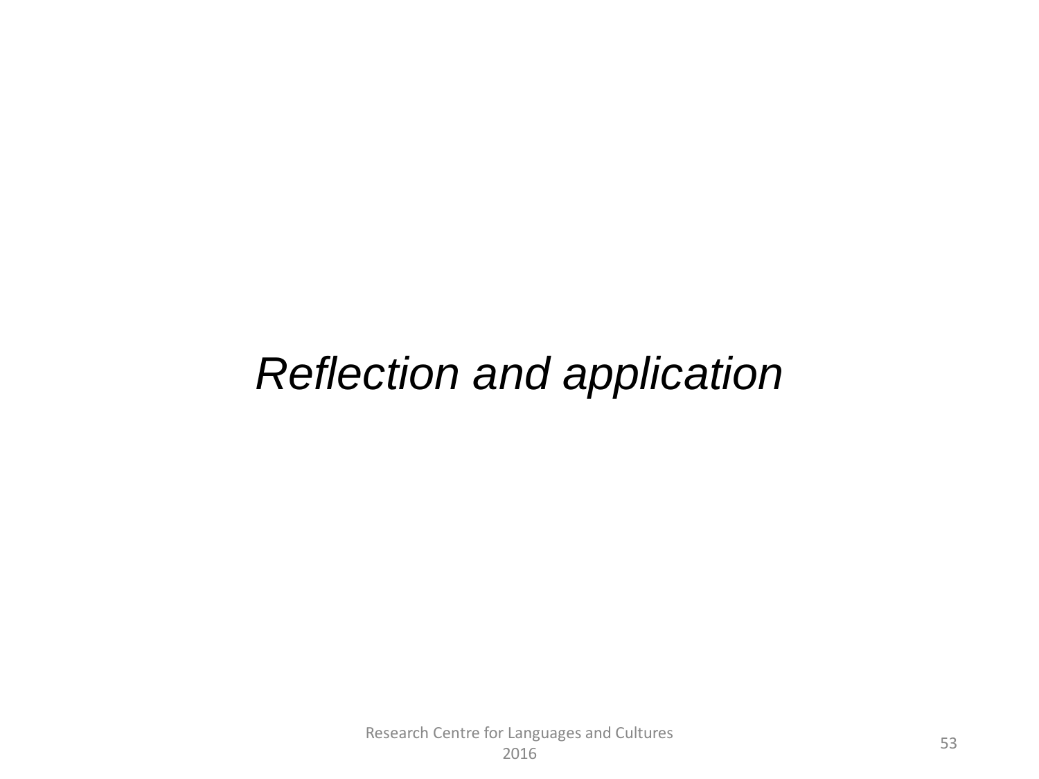*Reflection and application*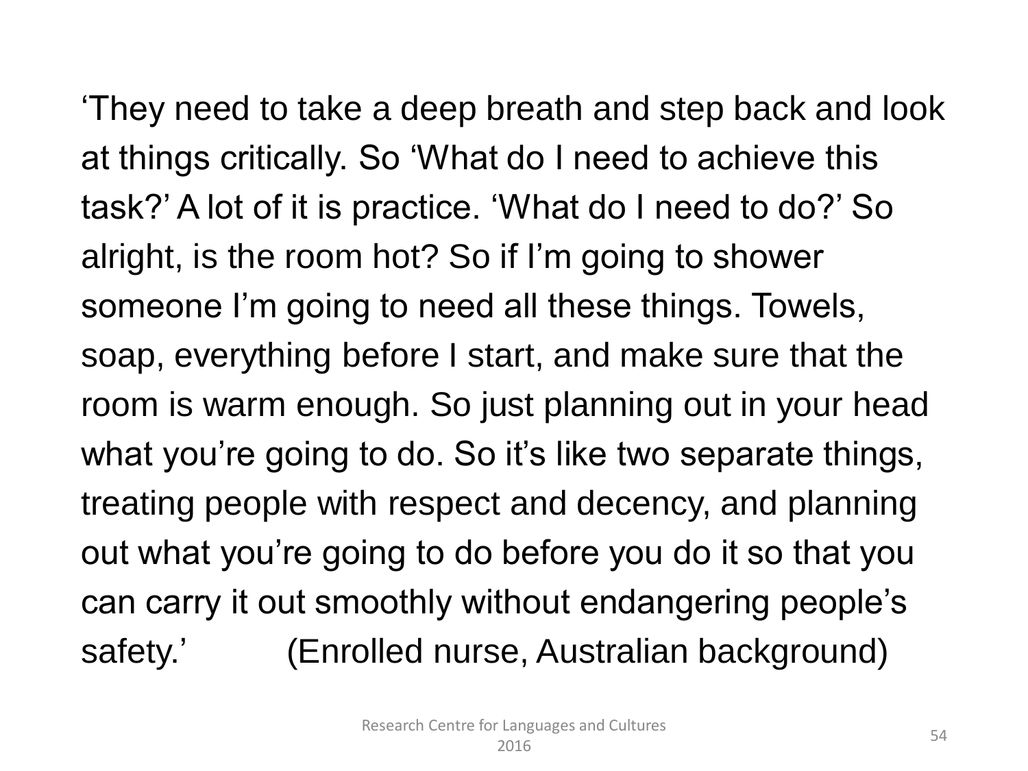'They need to take a deep breath and step back and look at things critically. So 'What do I need to achieve this task?' A lot of it is practice. 'What do I need to do?' So alright, is the room hot? So if I'm going to shower someone I'm going to need all these things. Towels, soap, everything before I start, and make sure that the room is warm enough. So just planning out in your head what you're going to do. So it's like two separate things, treating people with respect and decency, and planning out what you're going to do before you do it so that you can carry it out smoothly without endangering people's safety.' (Enrolled nurse, Australian background)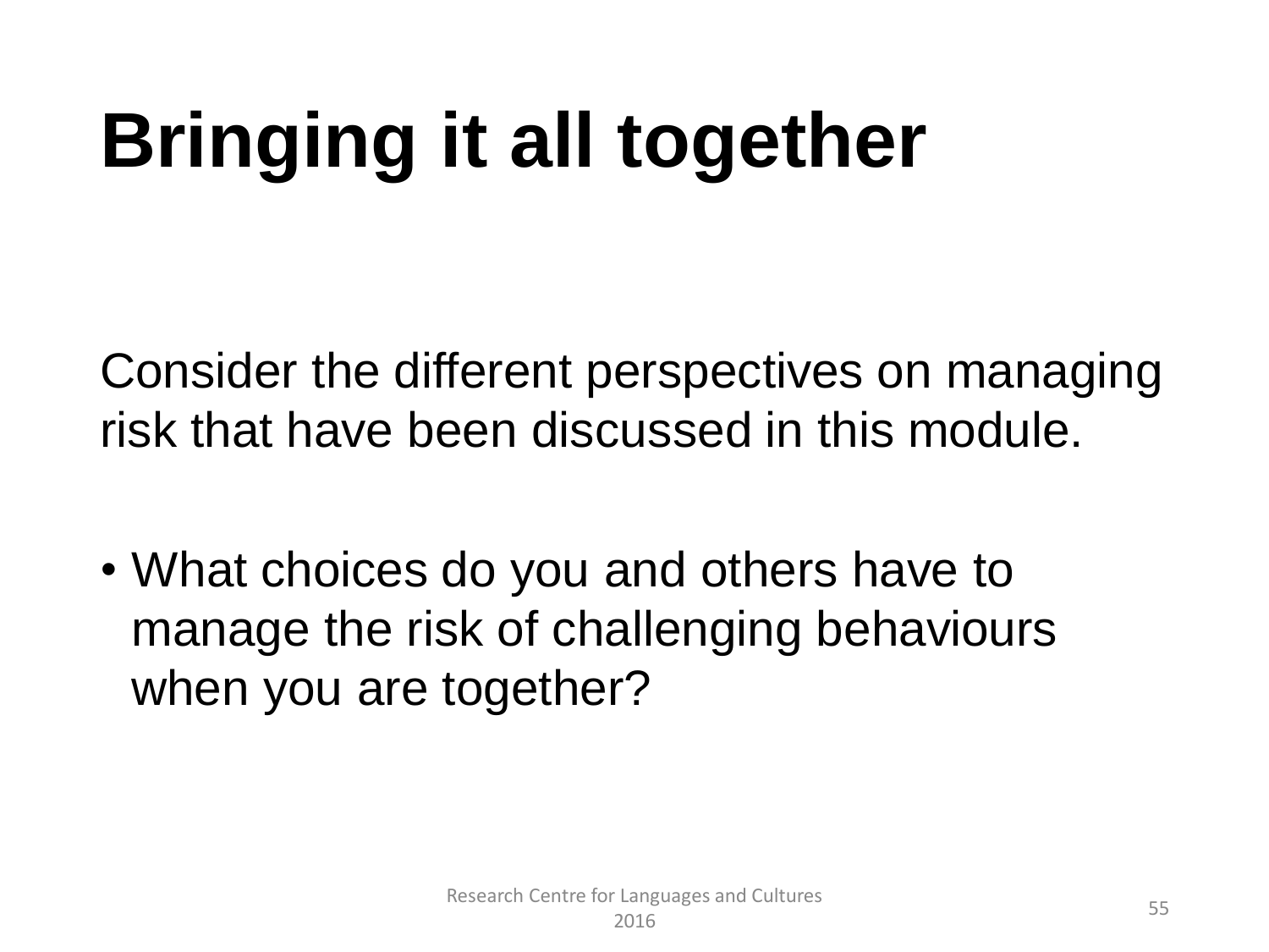# Bringing it all together

Consider the different perspectives on managing risk that have been discussed in this module.

- What choices do you and others have to manage the risk of challenging behaviours when you are together?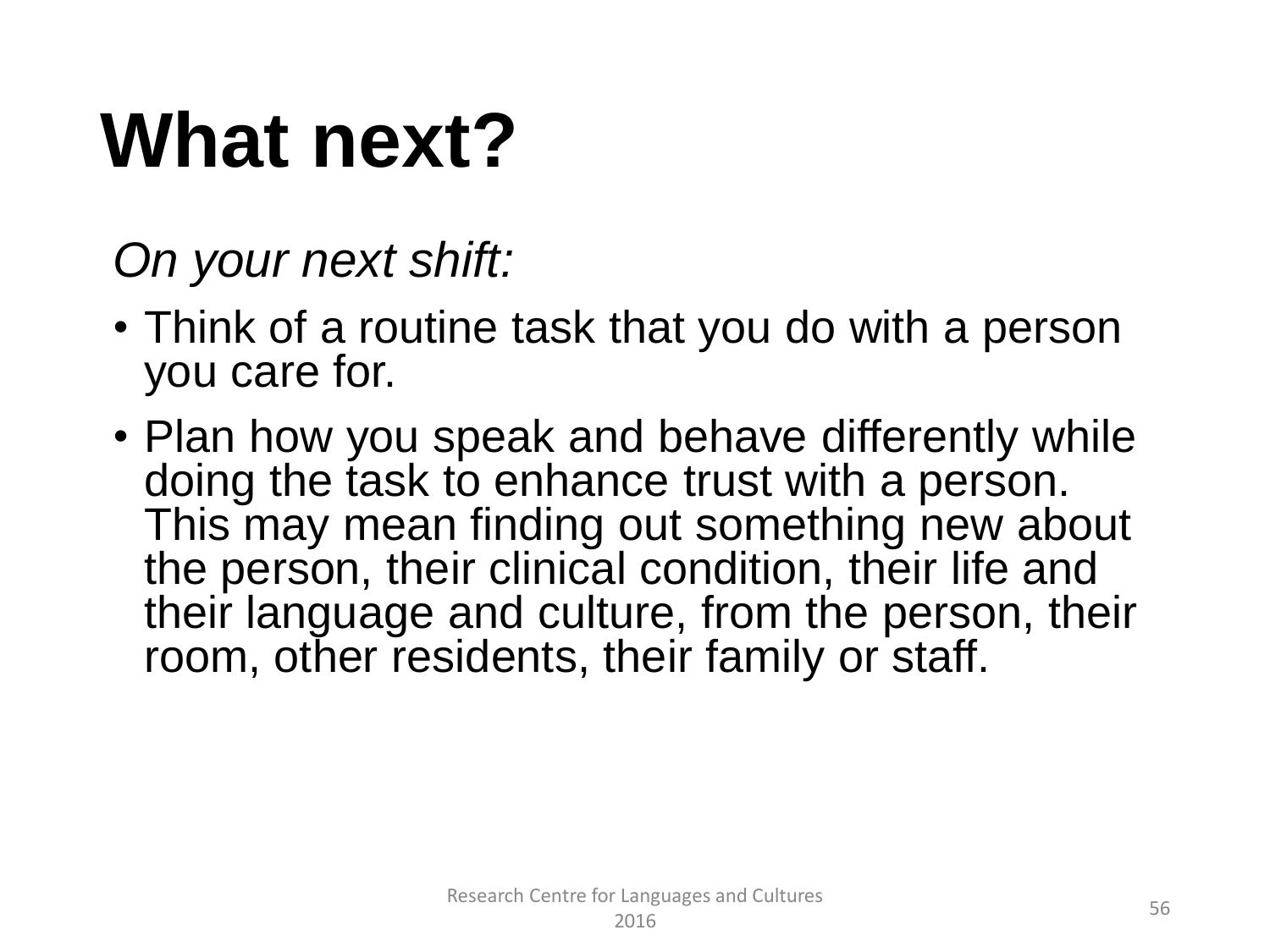# What next?

*On your next shift:*

- Think of a routine task that you do with a person you care for.
- Plan how you speak and behave differently while doing the task to enhance trust with a person. This may mean finding out something new about the person, their clinical condition, their life and their language and culture, from the person, their room, other residents, their family or staff.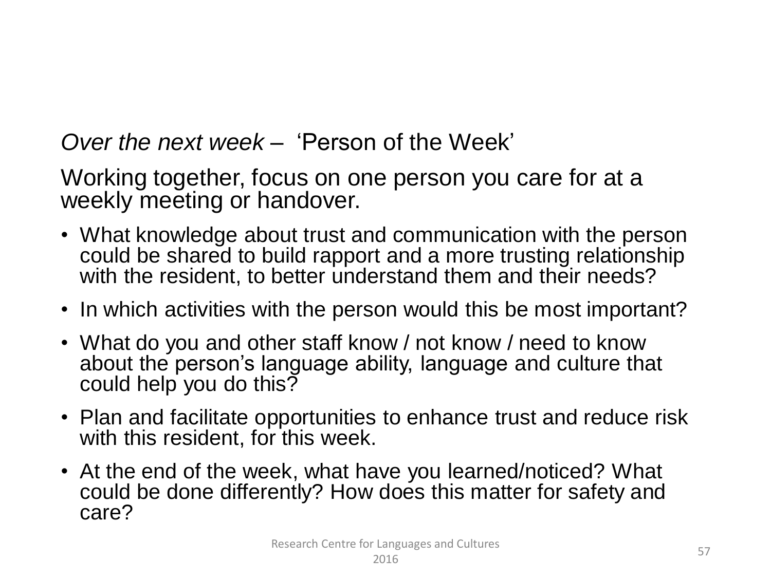*Over the next week* – 'Person of the Week'

Working together, focus on one person you care for at a weekly meeting or handover.

- What knowledge about trust and communication with the person could be shared to build rapport and a more trusting relationship with the resident, to better understand them and their needs?
- In which activities with the person would this be most important?
- What do you and other staff know / not know / need to know about the person's language ability, language and culture that could help you do this?
- Plan and facilitate opportunities to enhance trust and reduce risk with this resident, for this week.
- At the end of the week, what have you learned/noticed? What could be done differently? How does this matter for safety and care?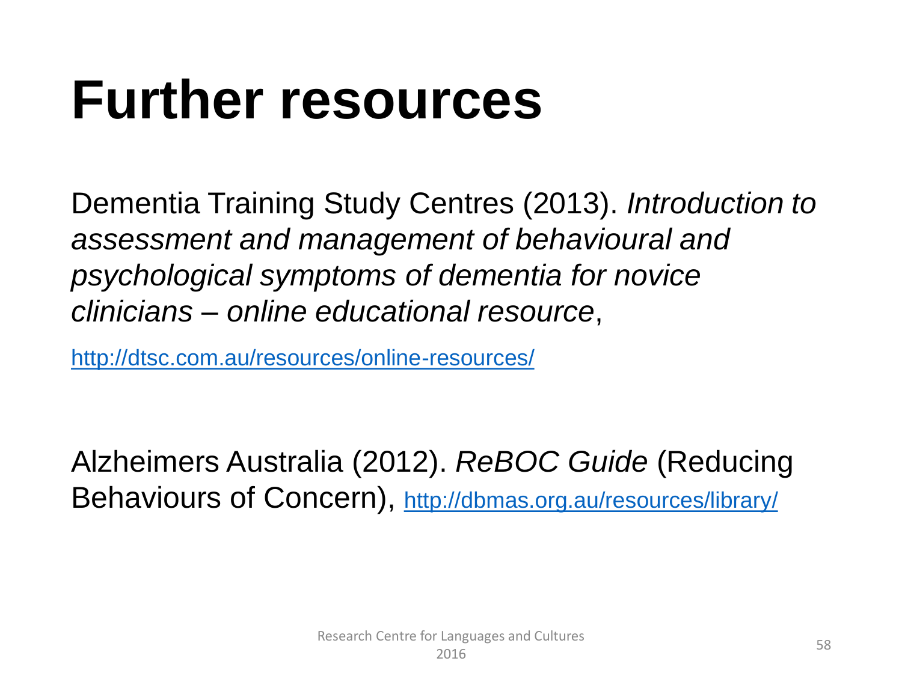# Further resources

Dementia Training Study Centres (2013). *Introduction to assessment and management of behavioural and psychological symptoms of dementia for novice clinicians – online educational resource*,

http://dtsc.com.au/resources/online-resources/

Alzheimers Australia (2012). *ReBOC Guide* (Reducing Behaviours of Concern), http://dbmas.org.au/resources/library/